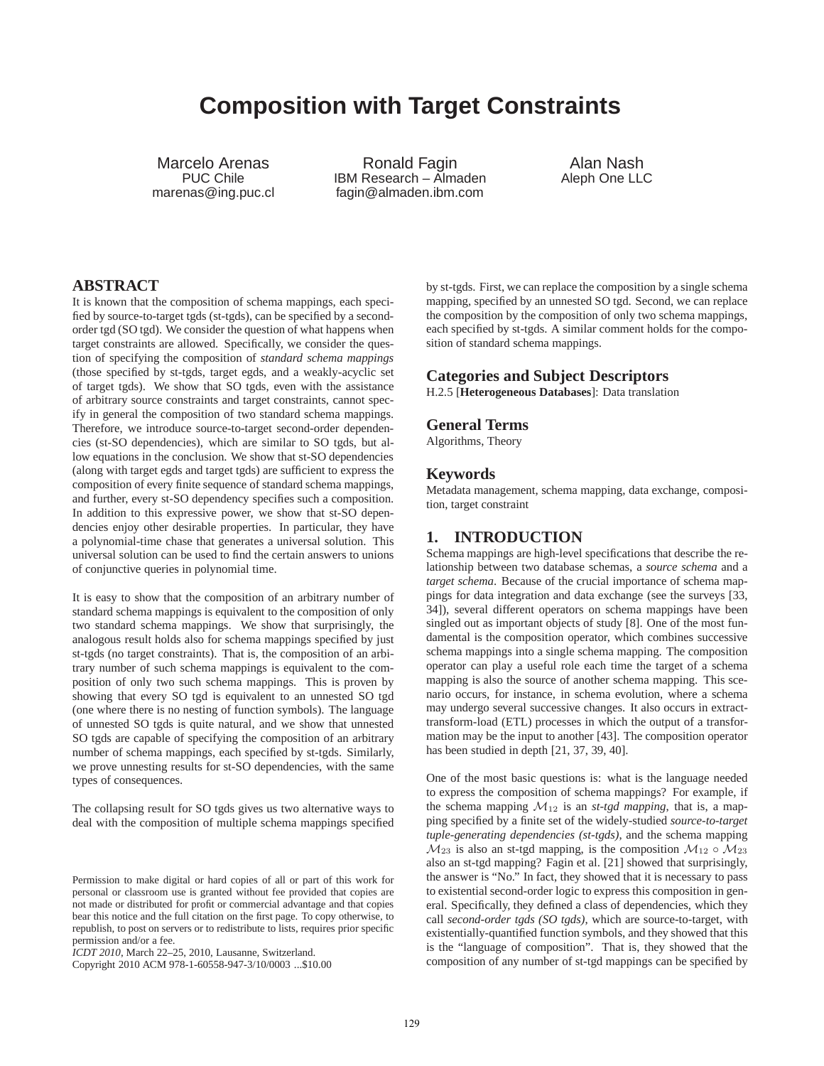# Composition with Target Constraints

Marcelo Arenas
PUC Chile
marenas@ing.puc.cl

Ronald Fagin
IBM Research – Almaden
fagin@almaden.ibm.com

Alan Nash
Aleph One LLC

## ABSTRACT

It is known that the composition of schema mappings, each specified by source-to-target tgds (st-tgds), can be specified by a second-order tgd (SO tgd). We consider the question of what happens when target constraints are allowed. Specifically, we consider the question of specifying the composition of *standard schema mappings* (those specified by st-tgds, target egds, and a weakly-acyclic set of target tgds). We show that SO tgds, even with the assistance of arbitrary source constraints and target constraints, cannot specify in general the composition of two standard schema mappings. Therefore, we introduce source-to-target second-order dependencies (st-SO dependencies), which are similar to SO tgds, but allow equations in the conclusion. We show that st-SO dependencies (along with target egds and target tgds) are sufficient to express the composition of every finite sequence of standard schema mappings, and further, every st-SO dependency specifies such a composition. In addition to this expressive power, we show that st-SO dependencies enjoy other desirable properties. In particular, they have a polynomial-time chase that generates a universal solution. This universal solution can be used to find the certain answers to unions of conjunctive queries in polynomial time.

It is easy to show that the composition of an arbitrary number of standard schema mappings is equivalent to the composition of only two standard schema mappings. We show that surprisingly, the analogous result holds also for schema mappings specified by just st-tgds (no target constraints). That is, the composition of an arbitrary number of such schema mappings is equivalent to the composition of only two such schema mappings. This is proven by showing that every SO tgd is equivalent to an unnested SO tgd (one where there is no nesting of function symbols). The language of unnested SO tgds is quite natural, and we show that unnested SO tgds are capable of specifying the composition of an arbitrary number of schema mappings, each specified by st-tgds. Similarly, we prove unnesting results for st-SO dependencies, with the same types of consequences.

The collapsing result for SO tgds gives us two alternative ways to deal with the composition of multiple schema mappings specified by st-tgds. First, we can replace the composition by a single schema mapping, specified by an unnested SO tgd. Second, we can replace the composition by the composition of only two schema mappings, each specified by st-tgds. A similar comment holds for the composition of standard schema mappings.

Permission to make digital or hard copies of all or part of this work for personal or classroom use is granted without fee provided that copies are not made or distributed for profit or commercial advantage and that copies bear this notice and the full citation on the first page. To copy otherwise, to republish, to post on servers or to redistribute to lists, requires prior specific permission and/or a fee.
*ICDT 2010*, March 22–25, 2010, Lausanne, Switzerland.
Copyright 2010 ACM 978-1-60558-947-3/10/0003 ...$10.00

## Categories and Subject Descriptors

H.2.5 [**Heterogeneous Databases**]: Data translation

## General Terms

Algorithms, Theory

## Keywords

Metadata management, schema mapping, data exchange, composition, target constraint

## 1. INTRODUCTION

Schema mappings are high-level specifications that describe the relationship between two database schemas, a *source schema* and a *target schema*. Because of the crucial importance of schema mappings for data integration and data exchange (see the surveys [33, 34]), several different operators on schema mappings have been singled out as important objects of study [8]. One of the most fundamental is the composition operator, which combines successive schema mappings into a single schema mapping. The composition operator can play a useful role each time the target of a schema mapping is also the source of another schema mapping. This scenario occurs, for instance, in schema evolution, where a schema may undergo several successive changes. It also occurs in extract-transform-load (ETL) processes in which the output of a transformation may be the input to another [43]. The composition operator has been studied in depth [21, 37, 39, 40].

One of the most basic questions is: what is the language needed to express the composition of schema mappings? For example, if the schema mapping $\mathcal{M}_{12}$ is an *st-tgd mapping*, that is, a mapping specified by a finite set of the widely-studied *source-to-target tuple-generating dependencies (st-tgds)*, and the schema mapping $\mathcal{M}_{23}$ is also an st-tgd mapping, is the composition $\mathcal{M}_{12} \circ \mathcal{M}_{23}$ also an st-tgd mapping? Fagin et al. [21] showed that surprisingly, the answer is "No." In fact, they showed that it is necessary to pass to existential second-order logic to express this composition in general. Specifically, they defined a class of dependencies, which they call *second-order tgds (SO tgds)*, which are source-to-target, with existentially-quantified function symbols, and they showed that this is the "language of composition". That is, they showed that the composition of any number of st-tgd mappings can be specified by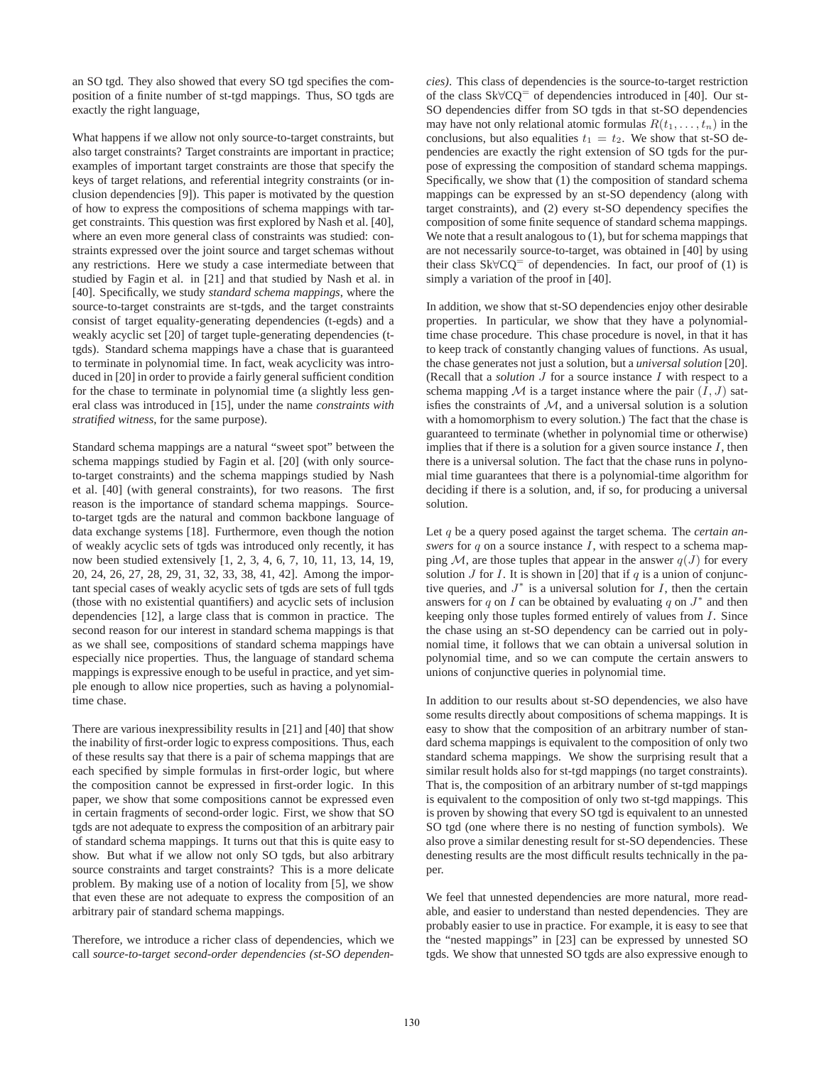an SO tgd. They also showed that every SO tgd specifies the composition of a finite number of st-tgd mappings. Thus, SO tgds are exactly the right language,

What happens if we allow not only source-to-target constraints, but also target constraints? Target constraints are important in practice; examples of important target constraints are those that specify the keys of target relations, and referential integrity constraints (or inclusion dependencies [9]). This paper is motivated by the question of how to express the compositions of schema mappings with target constraints. This question was first explored by Nash et al. [40], where an even more general class of constraints was studied: constraints expressed over the joint source and target schemas without any restrictions. Here we study a case intermediate between that studied by Fagin et al. in [21] and that studied by Nash et al. in [40]. Specifically, we study *standard schema mappings*, where the source-to-target constraints are st-tgds, and the target constraints consist of target equality-generating dependencies (t-egds) and a weakly acyclic set [20] of target tuple-generating dependencies (t-tgds). Standard schema mappings have a chase that is guaranteed to terminate in polynomial time. In fact, weak acyclicity was introduced in [20] in order to provide a fairly general sufficient condition for the chase to terminate in polynomial time (a slightly less general class was introduced in [15], under the name *constraints with stratified witness*, for the same purpose).

Standard schema mappings are a natural "sweet spot" between the schema mappings studied by Fagin et al. [20] (with only source-to-target constraints) and the schema mappings studied by Nash et al. [40] (with general constraints), for two reasons. The first reason is the importance of standard schema mappings. Source-to-target tgds are the natural and common backbone language of data exchange systems [18]. Furthermore, even though the notion of weakly acyclic sets of tgds was introduced only recently, it has now been studied extensively [1, 2, 3, 4, 6, 7, 10, 11, 13, 14, 19, 20, 24, 26, 27, 28, 29, 31, 32, 33, 38, 41, 42]. Among the important special cases of weakly acyclic sets of tgds are sets of full tgds (those with no existential quantifiers) and acyclic sets of inclusion dependencies [12], a large class that is common in practice. The second reason for our interest in standard schema mappings is that as we shall see, compositions of standard schema mappings have especially nice properties. Thus, the language of standard schema mappings is expressive enough to be useful in practice, and yet simple enough to allow nice properties, such as having a polynomial-time chase.

There are various inexpressibility results in [21] and [40] that show the inability of first-order logic to express compositions. Thus, each of these results say that there is a pair of schema mappings that are each specified by simple formulas in first-order logic, but where the composition cannot be expressed in first-order logic. In this paper, we show that some compositions cannot be expressed even in certain fragments of second-order logic. First, we show that SO tgds are not adequate to express the composition of an arbitrary pair of standard schema mappings. It turns out that this is quite easy to show. But what if we allow not only SO tgds, but also arbitrary source constraints and target constraints? This is a more delicate problem. By making use of a notion of locality from [5], we show that even these are not adequate to express the composition of an arbitrary pair of standard schema mappings.

Therefore, we introduce a richer class of dependencies, which we call *source-to-target second-order dependencies (st-SO dependencies)*. This class of dependencies is the source-to-target restriction of the class Sk$\forall$CQ$^=$ of dependencies introduced in [40]. Our st-SO dependencies differ from SO tgds in that st-SO dependencies may have not only relational atomic formulas $R(t_1, \ldots, t_n)$ in the conclusions, but also equalities $t_1 = t_2$. We show that st-SO dependencies are exactly the right extension of SO tgds for the purpose of expressing the composition of standard schema mappings. Specifically, we show that (1) the composition of standard schema mappings can be expressed by an st-SO dependency (along with target constraints), and (2) every st-SO dependency specifies the composition of some finite sequence of standard schema mappings. We note that a result analogous to (1), but for schema mappings that are not necessarily source-to-target, was obtained in [40] by using their class Sk$\forall$CQ$^=$ of dependencies. In fact, our proof of (1) is simply a variation of the proof in [40].

In addition, we show that st-SO dependencies enjoy other desirable properties. In particular, we show that they have a polynomial-time chase procedure. This chase procedure is novel, in that it has to keep track of constantly changing values of functions. As usual, the chase generates not just a solution, but a *universal solution* [20]. (Recall that a *solution* $J$ for a source instance $I$ with respect to a schema mapping $\mathcal{M}$ is a target instance where the pair $(I, J)$ satisfies the constraints of $\mathcal{M}$, and a universal solution is a solution with a homomorphism to every solution.) The fact that the chase is guaranteed to terminate (whether in polynomial time or otherwise) implies that if there is a solution for a given source instance $I$, then there is a universal solution. The fact that the chase runs in polynomial time guarantees that there is a polynomial-time algorithm for deciding if there is a solution, and, if so, for producing a universal solution.

Let $q$ be a query posed against the target schema. The *certain answers* for $q$ on a source instance $I$, with respect to a schema mapping $\mathcal{M}$, are those tuples that appear in the answer $q(J)$ for every solution $J$ for $I$. It is shown in [20] that if $q$ is a union of conjunctive queries, and $J^*$ is a universal solution for $I$, then the certain answers for $q$ on $I$ can be obtained by evaluating $q$ on $J^*$ and then keeping only those tuples formed entirely of values from $I$. Since the chase using an st-SO dependency can be carried out in polynomial time, it follows that we can obtain a universal solution in polynomial time, and so we can compute the certain answers to unions of conjunctive queries in polynomial time.

In addition to our results about st-SO dependencies, we also have some results directly about compositions of schema mappings. It is easy to show that the composition of an arbitrary number of standard schema mappings is equivalent to the composition of only two standard schema mappings. We show the surprising result that a similar result holds also for st-tgd mappings (no target constraints). That is, the composition of an arbitrary number of st-tgd mappings is equivalent to the composition of only two st-tgd mappings. This is proven by showing that every SO tgd is equivalent to an unnested SO tgd (one where there is no nesting of function symbols). We also prove a similar denesting result for st-SO dependencies. These denesting results are the most difficult results technically in the paper.

We feel that unnested dependencies are more natural, more readable, and easier to understand than nested dependencies. They are probably easier to use in practice. For example, it is easy to see that the "nested mappings" in [23] can be expressed by unnested SO tgds. We show that unnested SO tgds are also expressive enough to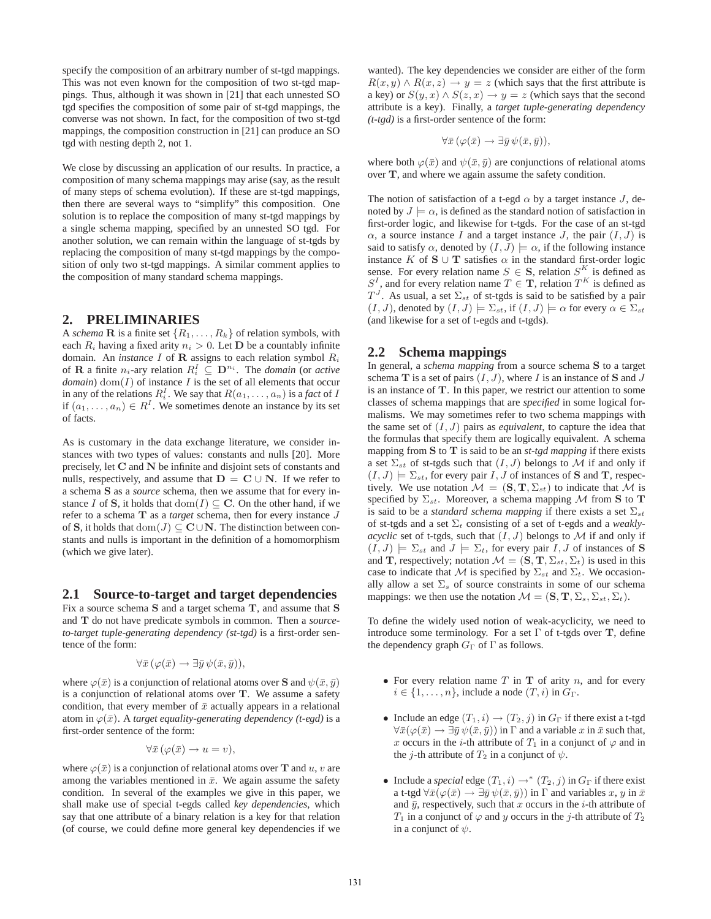specify the composition of an arbitrary number of st-tgd mappings. This was not even known for the composition of two st-tgd mappings. Thus, although it was shown in [21] that each unnested SO tgd specifies the composition of some pair of st-tgd mappings, the converse was not shown. In fact, for the composition of two st-tgd mappings, the composition construction in [21] can produce an SO tgd with nesting depth 2, not 1.

We close by discussing an application of our results. In practice, a composition of many schema mappings may arise (say, as the result of many steps of schema evolution). If these are st-tgd mappings, then there are several ways to "simplify" this composition. One solution is to replace the composition of many st-tgd mappings by a single schema mapping, specified by an unnested SO tgd. For another solution, we can remain within the language of st-tgds by replacing the composition of many st-tgd mappings by the composition of only two st-tgd mappings. A similar comment applies to the composition of many standard schema mappings.

## 2. PRELIMINARIES

A *schema* $\mathbf{R}$ is a finite set $\{R_1, \ldots, R_k\}$ of relation symbols, with each $R_i$ having a fixed arity $n_i > 0$. Let $\mathbf{D}$ be a countably infinite domain. An *instance* $I$ of $\mathbf{R}$ assigns to each relation symbol $R_i$ of $\mathbf{R}$ a finite $n_i$-ary relation $R_i^I \subseteq \mathbf{D}^{n_i}$. The *domain* (or *active domain*) $\mathrm{dom}(I)$ of instance $I$ is the set of all elements that occur in any of the relations $R_i^I$. We say that $R(a_1, \ldots, a_n)$ is a *fact* of $I$ if $(a_1, \ldots, a_n) \in R^I$. We sometimes denote an instance by its set of facts.

As is customary in the data exchange literature, we consider instances with two types of values: constants and nulls [20]. More precisely, let $\mathbf{C}$ and $\mathbf{N}$ be infinite and disjoint sets of constants and nulls, respectively, and assume that $\mathbf{D} = \mathbf{C} \cup \mathbf{N}$. If we refer to a schema $\mathbf{S}$ as a *source* schema, then we assume that for every instance $I$ of $\mathbf{S}$, it holds that $\mathrm{dom}(I) \subseteq \mathbf{C}$. On the other hand, if we refer to a schema $\mathbf{T}$ as a *target* schema, then for every instance $J$ of $\mathbf{S}$, it holds that $\mathrm{dom}(J) \subseteq \mathbf{C} \cup \mathbf{N}$. The distinction between constants and nulls is important in the definition of a homomorphism (which we give later).

### 2.1 Source-to-target and target dependencies

Fix a source schema $\mathbf{S}$ and a target schema $\mathbf{T}$, and assume that $\mathbf{S}$ and $\mathbf{T}$ do not have predicate symbols in common. Then a *source-to-target tuple-generating dependency (st-tgd)* is a first-order sentence of the form:

$$\forall \bar{x} \, (\varphi(\bar{x}) \rightarrow \exists \bar{y} \, \psi(\bar{x}, \bar{y})),$$

where $\varphi(\bar{x})$ is a conjunction of relational atoms over $\mathbf{S}$ and $\psi(\bar{x}, \bar{y})$ is a conjunction of relational atoms over $\mathbf{T}$. We assume a safety condition, that every member of $\bar{x}$ actually appears in a relational atom in $\varphi(\bar{x})$. A *target equality-generating dependency (t-egd)* is a first-order sentence of the form:

$$\forall \bar{x} \, (\varphi(\bar{x}) \rightarrow u = v),$$

where $\varphi(\bar{x})$ is a conjunction of relational atoms over $\mathbf{T}$ and $u$, $v$ are among the variables mentioned in $\bar{x}$. We again assume the safety condition. In several of the examples we give in this paper, we shall make use of special t-egds called *key dependencies*, which say that one attribute of a binary relation is a key for that relation (of course, we could define more general key dependencies if we wanted). The key dependencies we consider are either of the form $R(x, y) \wedge R(x, z) \rightarrow y = z$ (which says that the first attribute is a key) or $S(y, x) \wedge S(z, x) \rightarrow y = z$ (which says that the second attribute is a key). Finally, a *target tuple-generating dependency (t-tgd)* is a first-order sentence of the form:

$$\forall \bar{x} \, (\varphi(\bar{x}) \rightarrow \exists \bar{y} \, \psi(\bar{x}, \bar{y})),$$

where both $\varphi(\bar{x})$ and $\psi(\bar{x}, \bar{y})$ are conjunctions of relational atoms over $\mathbf{T}$, and where we again assume the safety condition.

The notion of satisfaction of a t-egd $\alpha$ by a target instance $J$, denoted by $J \models \alpha$, is defined as the standard notion of satisfaction in first-order logic, and likewise for t-tgds. For the case of an st-tgd $\alpha$, a source instance $I$ and a target instance $J$, the pair $(I, J)$ is said to satisfy $\alpha$, denoted by $(I, J) \models \alpha$, if the following instance instance $K$ of $\mathbf{S} \cup \mathbf{T}$ satisfies $\alpha$ in the standard first-order logic sense. For every relation name $S \in \mathbf{S}$, relation $S^K$ is defined as $S^I$, and for every relation name $T \in \mathbf{T}$, relation $T^K$ is defined as $T^J$. As usual, a set $\Sigma_{st}$ of st-tgds is said to be satisfied by a pair $(I, J)$, denoted by $(I, J) \models \Sigma_{st}$, if $(I, J) \models \alpha$ for every $\alpha \in \Sigma_{st}$ (and likewise for a set of t-egds and t-tgds).

### 2.2 Schema mappings

In general, a *schema mapping* from a source schema $\mathbf{S}$ to a target schema $\mathbf{T}$ is a set of pairs $(I, J)$, where $I$ is an instance of $\mathbf{S}$ and $J$ is an instance of $\mathbf{T}$. In this paper, we restrict our attention to some classes of schema mappings that are *specified* in some logical formalisms. We may sometimes refer to two schema mappings with the same set of $(I, J)$ pairs as *equivalent*, to capture the idea that the formulas that specify them are logically equivalent. A schema mapping from $\mathbf{S}$ to $\mathbf{T}$ is said to be an *st-tgd mapping* if there exists a set $\Sigma_{st}$ of st-tgds such that $(I, J)$ belongs to $\mathcal{M}$ if and only if $(I, J) \models \Sigma_{st}$, for every pair $I, J$ of instances of $\mathbf{S}$ and $\mathbf{T}$, respectively. We use notation $\mathcal{M} = (\mathbf{S}, \mathbf{T}, \Sigma_{st})$ to indicate that $\mathcal{M}$ is specified by $\Sigma_{st}$. Moreover, a schema mapping $\mathcal{M}$ from $\mathbf{S}$ to $\mathbf{T}$ is said to be a *standard schema mapping* if there exists a set $\Sigma_{st}$ of st-tgds and a set $\Sigma_t$ consisting of a set of t-egds and a *weakly-acyclic* set of t-tgds, such that $(I, J)$ belongs to $\mathcal{M}$ if and only if $(I, J) \models \Sigma_{st}$ and $J \models \Sigma_t$, for every pair $I, J$ of instances of $\mathbf{S}$ and $\mathbf{T}$, respectively; notation $\mathcal{M} = (\mathbf{S}, \mathbf{T}, \Sigma_{st}, \Sigma_t)$ is used in this case to indicate that $\mathcal{M}$ is specified by $\Sigma_{st}$ and $\Sigma_t$. We occasionally allow a set $\Sigma_s$ of source constraints in some of our schema mappings: we then use the notation $\mathcal{M} = (\mathbf{S}, \mathbf{T}, \Sigma_s, \Sigma_{st}, \Sigma_t)$.

To define the widely used notion of weak-acyclicity, we need to introduce some terminology. For a set $\Gamma$ of t-tgds over $\mathbf{T}$, define the dependency graph $G_\Gamma$ of $\Gamma$ as follows.

- For every relation name $T$ in $\mathbf{T}$ of arity $n$, and for every $i \in \{1, \ldots, n\}$, include a node $(T, i)$ in $G_\Gamma$.
- Include an edge $(T_1, i) \rightarrow (T_2, j)$ in $G_\Gamma$ if there exist a t-tgd $\forall \bar{x}(\varphi(\bar{x}) \rightarrow \exists \bar{y} \, \psi(\bar{x}, \bar{y}))$ in $\Gamma$ and a variable $x$ in $\bar{x}$ such that, $x$ occurs in the $i$-th attribute of $T_1$ in a conjunct of $\varphi$ and in the $j$-th attribute of $T_2$ in a conjunct of $\psi$.
- Include a *special* edge $(T_1, i) \rightarrow^* (T_2, j)$ in $G_\Gamma$ if there exist a t-tgd $\forall \bar{x}(\varphi(\bar{x}) \rightarrow \exists \bar{y} \, \psi(\bar{x}, \bar{y}))$ in $\Gamma$ and variables $x$, $y$ in $\bar{x}$ and $\bar{y}$, respectively, such that $x$ occurs in the $i$-th attribute of $T_1$ in a conjunct of $\varphi$ and $y$ occurs in the $j$-th attribute of $T_2$ in a conjunct of $\psi$.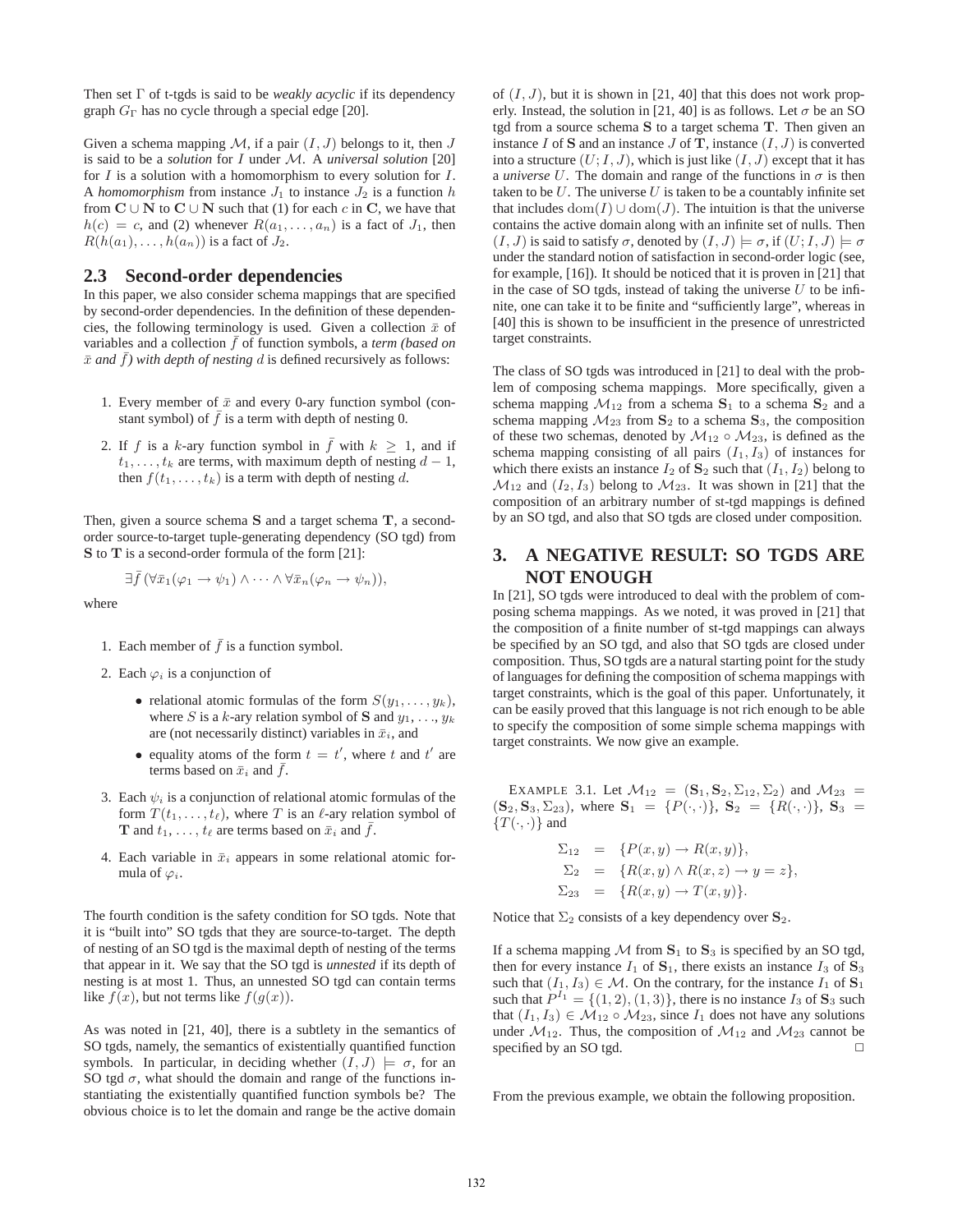Then set $\Gamma$ of t-tgds is said to be *weakly acyclic* if its dependency graph $G_\Gamma$ has no cycle through a special edge [20].

Given a schema mapping $\mathcal{M}$, if a pair $(I, J)$ belongs to it, then $J$ is said to be a *solution* for $I$ under $\mathcal{M}$. A *universal solution* [20] for $I$ is a solution with a homomorphism to every solution for $I$. A *homomorphism* from instance $J_1$ to instance $J_2$ is a function $h$ from $\mathbf{C} \cup \mathbf{N}$ to $\mathbf{C} \cup \mathbf{N}$ such that (1) for each $c$ in $\mathbf{C}$, we have that $h(c) = c$, and (2) whenever $R(a_1, \ldots, a_n)$ is a fact of $J_1$, then $R(h(a_1), \ldots, h(a_n))$ is a fact of $J_2$.

## 2.3 Second-order dependencies

In this paper, we also consider schema mappings that are specified by second-order dependencies. In the definition of these dependencies, the following terminology is used. Given a collection $\bar{x}$ of variables and a collection $\bar{f}$ of function symbols, a *term (based on $\bar{x}$ and $\bar{f}$) with depth of nesting $d$* is defined recursively as follows:

1. Every member of $\bar{x}$ and every 0-ary function symbol (constant symbol) of $\bar{f}$ is a term with depth of nesting 0.
2. If $f$ is a $k$-ary function symbol in $\bar{f}$ with $k \geq 1$, and if $t_1, \ldots, t_k$ are terms, with maximum depth of nesting $d - 1$, then $f(t_1, \ldots, t_k)$ is a term with depth of nesting $d$.

Then, given a source schema $\mathbf{S}$ and a target schema $\mathbf{T}$, a second-order source-to-target tuple-generating dependency (SO tgd) from $\mathbf{S}$ to $\mathbf{T}$ is a second-order formula of the form [21]:

$$\exists \bar{f}\, (\forall \bar{x}_1(\varphi_1 \rightarrow \psi_1) \wedge \cdots \wedge \forall \bar{x}_n(\varphi_n \rightarrow \psi_n)),$$

where

1. Each member of $\bar{f}$ is a function symbol.
2. Each $\varphi_i$ is a conjunction of
   - relational atomic formulas of the form $S(y_1, \ldots, y_k)$, where $S$ is a $k$-ary relation symbol of $\mathbf{S}$ and $y_1, \ldots, y_k$ are (not necessarily distinct) variables in $\bar{x}_i$, and
   - equality atoms of the form $t = t'$, where $t$ and $t'$ are terms based on $\bar{x}_i$ and $\bar{f}$.
3. Each $\psi_i$ is a conjunction of relational atomic formulas of the form $T(t_1, \ldots, t_\ell)$, where $T$ is an $\ell$-ary relation symbol of $\mathbf{T}$ and $t_1, \ldots, t_\ell$ are terms based on $\bar{x}_i$ and $\bar{f}$.
4. Each variable in $\bar{x}_i$ appears in some relational atomic formula of $\varphi_i$.

The fourth condition is the safety condition for SO tgds. Note that it is "built into" SO tgds that they are source-to-target. The depth of nesting of an SO tgd is the maximal depth of nesting of the terms that appear in it. We say that the SO tgd is *unnested* if its depth of nesting is at most 1. Thus, an unnested SO tgd can contain terms like $f(x)$, but not terms like $f(g(x))$.

As was noted in [21, 40], there is a subtlety in the semantics of SO tgds, namely, the semantics of existentially quantified function symbols. In particular, in deciding whether $(I, J) \models \sigma$, for an SO tgd $\sigma$, what should the domain and range of the functions instantiating the existentially quantified function symbols be? The obvious choice is to let the domain and range be the active domain of $(I, J)$, but it is shown in [21, 40] that this does not work properly. Instead, the solution in [21, 40] is as follows. Let $\sigma$ be an SO tgd from a source schema $\mathbf{S}$ to a target schema $\mathbf{T}$. Then given an instance $I$ of $\mathbf{S}$ and an instance $J$ of $\mathbf{T}$, instance $(I, J)$ is converted into a structure $(U; I, J)$, which is just like $(I, J)$ except that it has a *universe* $U$. The domain and range of the functions in $\sigma$ is then taken to be $U$. The universe $U$ is taken to be a countably infinite set that includes $\mathrm{dom}(I) \cup \mathrm{dom}(J)$. The intuition is that the universe contains the active domain along with an infinite set of nulls. Then $(I, J)$ is said to satisfy $\sigma$, denoted by $(I, J) \models \sigma$, if $(U; I, J) \models \sigma$ under the standard notion of satisfaction in second-order logic (see, for example, [16]). It should be noticed that it is proven in [21] that in the case of SO tgds, instead of taking the universe $U$ to be infinite, one can take it to be finite and "sufficiently large", whereas in [40] this is shown to be insufficient in the presence of unrestricted target constraints.

The class of SO tgds was introduced in [21] to deal with the problem of composing schema mappings. More specifically, given a schema mapping $\mathcal{M}_{12}$ from a schema $\mathbf{S}_1$ to a schema $\mathbf{S}_2$ and a schema mapping $\mathcal{M}_{23}$ from $\mathbf{S}_2$ to a schema $\mathbf{S}_3$, the composition of these two schemas, denoted by $\mathcal{M}_{12} \circ \mathcal{M}_{23}$, is defined as the schema mapping consisting of all pairs $(I_1, I_3)$ of instances for which there exists an instance $I_2$ of $\mathbf{S}_2$ such that $(I_1, I_2)$ belong to $\mathcal{M}_{12}$ and $(I_2, I_3)$ belong to $\mathcal{M}_{23}$. It was shown in [21] that the composition of an arbitrary number of st-tgd mappings is defined by an SO tgd, and also that SO tgds are closed under composition.

# 3. A NEGATIVE RESULT: SO TGDS ARE NOT ENOUGH

In [21], SO tgds were introduced to deal with the problem of composing schema mappings. As we noted, it was proved in [21] that the composition of a finite number of st-tgd mappings can always be specified by an SO tgd, and also that SO tgds are closed under composition. Thus, SO tgds are a natural starting point for the study of languages for defining the composition of schema mappings with target constraints, which is the goal of this paper. Unfortunately, it can be easily proved that this language is not rich enough to be able to specify the composition of some simple schema mappings with target constraints. We now give an example.

EXAMPLE 3.1. Let $\mathcal{M}_{12} = (\mathbf{S}_1, \mathbf{S}_2, \Sigma_{12}, \Sigma_2)$ and $\mathcal{M}_{23} = (\mathbf{S}_2, \mathbf{S}_3, \Sigma_{23})$, where $\mathbf{S}_1 = \{P(\cdot, \cdot)\}$, $\mathbf{S}_2 = \{R(\cdot, \cdot)\}$, $\mathbf{S}_3 = \{T(\cdot, \cdot)\}$ and

$$
\begin{aligned}
\Sigma_{12} &= \{P(x, y) \rightarrow R(x, y)\}, \\
\Sigma_{2} &= \{R(x, y) \wedge R(x, z) \rightarrow y = z\}, \\
\Sigma_{23} &= \{R(x, y) \rightarrow T(x, y)\}.
\end{aligned}
$$

Notice that $\Sigma_2$ consists of a key dependency over $\mathbf{S}_2$.

If a schema mapping $\mathcal{M}$ from $\mathbf{S}_1$ to $\mathbf{S}_3$ is specified by an SO tgd, then for every instance $I_1$ of $\mathbf{S}_1$, there exists an instance $I_3$ of $\mathbf{S}_3$ such that $(I_1, I_3) \in \mathcal{M}$. On the contrary, for the instance $I_1$ of $\mathbf{S}_1$ such that $P^{I_1} = \{(1, 2), (1, 3)\}$, there is no instance $I_3$ of $\mathbf{S}_3$ such that $(I_1, I_3) \in \mathcal{M}_{12} \circ \mathcal{M}_{23}$, since $I_1$ does not have any solutions under $\mathcal{M}_{12}$. Thus, the composition of $\mathcal{M}_{12}$ and $\mathcal{M}_{23}$ cannot be specified by an SO tgd. □

From the previous example, we obtain the following proposition.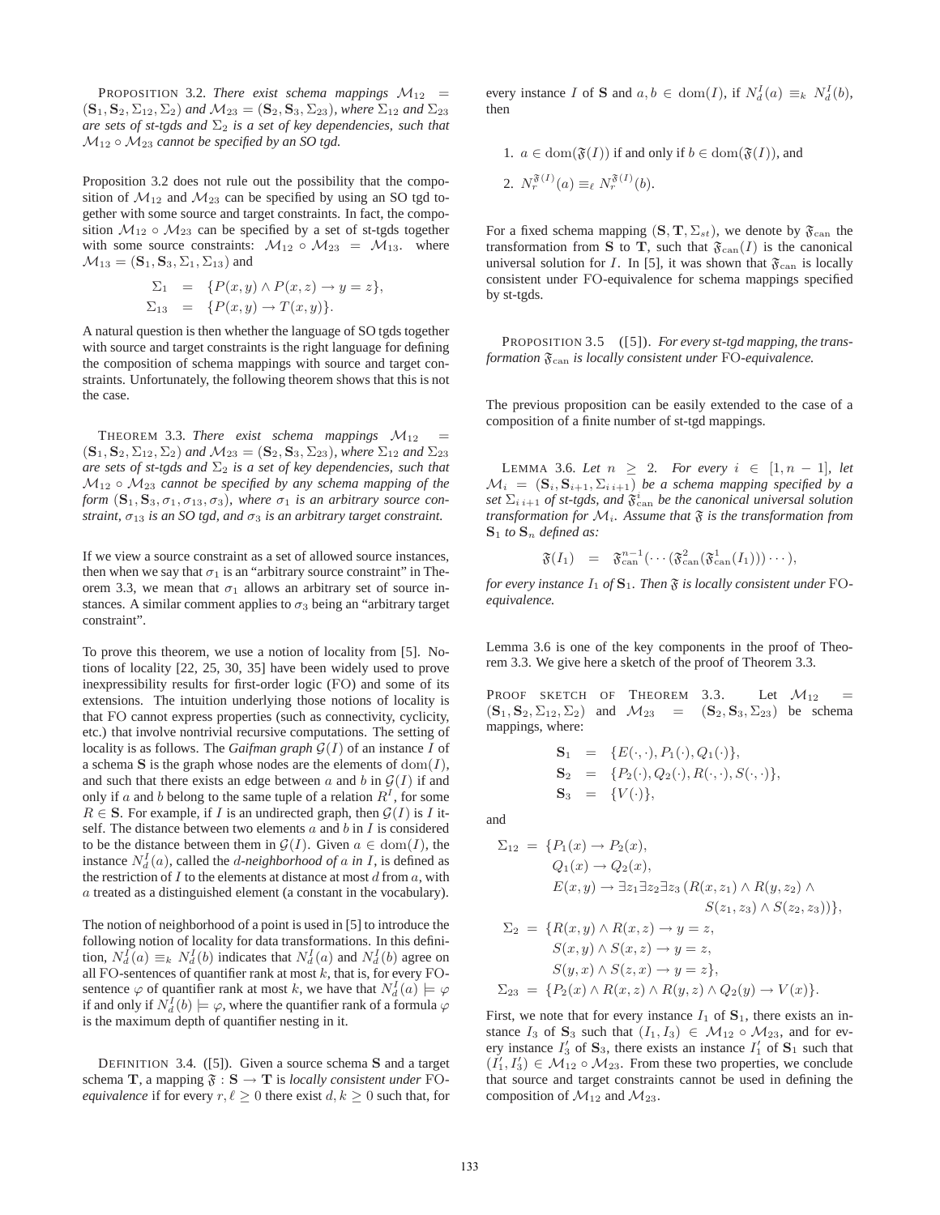PROPOSITION 3.2. *There exist schema mappings $\mathcal{M}_{12} = (\mathbf{S}_1, \mathbf{S}_2, \Sigma_{12}, \Sigma_2)$ and $\mathcal{M}_{23} = (\mathbf{S}_2, \mathbf{S}_3, \Sigma_{23})$, where $\Sigma_{12}$ and $\Sigma_{23}$ are sets of st-tgds and $\Sigma_2$ is a set of key dependencies, such that $\mathcal{M}_{12} \circ \mathcal{M}_{23}$ cannot be specified by an SO tgd.*

Proposition 3.2 does not rule out the possibility that the composition of $\mathcal{M}_{12}$ and $\mathcal{M}_{23}$ can be specified by using an SO tgd together with some source and target constraints. In fact, the composition $\mathcal{M}_{12} \circ \mathcal{M}_{23}$ can be specified by a set of st-tgds together with some source constraints: $\mathcal{M}_{12} \circ \mathcal{M}_{23} = \mathcal{M}_{13}$. where $\mathcal{M}_{13} = (\mathbf{S}_1, \mathbf{S}_3, \Sigma_1, \Sigma_{13})$ and

$$
\begin{aligned}
\Sigma_1 &= \{P(x, y) \wedge P(x, z) \rightarrow y = z\}, \\
\Sigma_{13} &= \{P(x, y) \rightarrow T(x, y)\}.
\end{aligned}
$$

A natural question is then whether the language of SO tgds together with source and target constraints is the right language for defining the composition of schema mappings with source and target constraints. Unfortunately, the following theorem shows that this is not the case.

THEOREM 3.3. *There exist schema mappings $\mathcal{M}_{12} = (\mathbf{S}_1, \mathbf{S}_2, \Sigma_{12}, \Sigma_2)$ and $\mathcal{M}_{23} = (\mathbf{S}_2, \mathbf{S}_3, \Sigma_{23})$, where $\Sigma_{12}$ and $\Sigma_{23}$ are sets of st-tgds and $\Sigma_2$ is a set of key dependencies, such that $\mathcal{M}_{12} \circ \mathcal{M}_{23}$ cannot be specified by any schema mapping of the form $(\mathbf{S}_1, \mathbf{S}_3, \sigma_1, \sigma_{13}, \sigma_3)$, where $\sigma_1$ is an arbitrary source constraint, $\sigma_{13}$ is an SO tgd, and $\sigma_3$ is an arbitrary target constraint.*

If we view a source constraint as a set of allowed source instances, then when we say that $\sigma_1$ is an "arbitrary source constraint" in Theorem 3.3, we mean that $\sigma_1$ allows an arbitrary set of source instances. A similar comment applies to $\sigma_3$ being an "arbitrary target constraint".

To prove this theorem, we use a notion of locality from [5]. Notions of locality [22, 25, 30, 35] have been widely used to prove inexpressibility results for first-order logic (FO) and some of its extensions. The intuition underlying those notions of locality is that FO cannot express properties (such as connectivity, cyclicity, etc.) that involve nontrivial recursive computations. The setting of locality is as follows. The *Gaifman graph* $\mathcal{G}(I)$ of an instance $I$ of a schema $\mathbf{S}$ is the graph whose nodes are the elements of $\text{dom}(I)$, and such that there exists an edge between $a$ and $b$ in $\mathcal{G}(I)$ if and only if $a$ and $b$ belong to the same tuple of a relation $R^I$, for some $R \in \mathbf{S}$. For example, if $I$ is an undirected graph, then $\mathcal{G}(I)$ is $I$ itself. The distance between two elements $a$ and $b$ in $I$ is considered to be the distance between them in $\mathcal{G}(I)$. Given $a \in \text{dom}(I)$, the instance $N_d^I(a)$, called the *$d$-neighborhood of $a$ in $I$*, is defined as the restriction of $I$ to the elements at distance at most $d$ from $a$, with $a$ treated as a distinguished element (a constant in the vocabulary).

The notion of neighborhood of a point is used in [5] to introduce the following notion of locality for data transformations. In this definition, $N_d^I(a) \equiv_k N_d^I(b)$ indicates that $N_d^I(a)$ and $N_d^I(b)$ agree on all FO-sentences of quantifier rank at most $k$, that is, for every FO-sentence $\varphi$ of quantifier rank at most $k$, we have that $N_d^I(a) \models \varphi$ if and only if $N_d^I(b) \models \varphi$, where the quantifier rank of a formula $\varphi$ is the maximum depth of quantifier nesting in it.

DEFINITION 3.4. ([5]). Given a source schema $\mathbf{S}$ and a target schema $\mathbf{T}$, a mapping $\mathfrak{F} : \mathbf{S} \rightarrow \mathbf{T}$ is *locally consistent under* FO-*equivalence* if for every $r, \ell \geq 0$ there exist $d, k \geq 0$ such that, for every instance $I$ of $\mathbf{S}$ and $a, b \in \text{dom}(I)$, if $N_d^I(a) \equiv_k N_d^I(b)$, then

1. $a \in \text{dom}(\mathfrak{F}(I))$ if and only if $b \in \text{dom}(\mathfrak{F}(I))$, and
2. $N_r^{\mathfrak{F}(I)}(a) \equiv_\ell N_r^{\mathfrak{F}(I)}(b)$.

For a fixed schema mapping $(\mathbf{S}, \mathbf{T}, \Sigma_{st})$, we denote by $\mathfrak{F}_{\text{can}}$ the transformation from $\mathbf{S}$ to $\mathbf{T}$, such that $\mathfrak{F}_{\text{can}}(I)$ is the canonical universal solution for $I$. In [5], it was shown that $\mathfrak{F}_{\text{can}}$ is locally consistent under FO-equivalence for schema mappings specified by st-tgds.

PROPOSITION 3.5 ([5]). *For every st-tgd mapping, the transformation $\mathfrak{F}_{\text{can}}$ is locally consistent under* FO-*equivalence.*

The previous proposition can be easily extended to the case of a composition of a finite number of st-tgd mappings.

LEMMA 3.6. *Let $n \geq 2$. For every $i \in [1, n-1]$, let $\mathcal{M}_i = (\mathbf{S}_i, \mathbf{S}_{i+1}, \Sigma_{i\,i+1})$ be a schema mapping specified by a set $\Sigma_{i\,i+1}$ of st-tgds, and $\mathfrak{F}_{\text{can}}^i$ be the canonical universal solution transformation for $\mathcal{M}_i$. Assume that $\mathfrak{F}$ is the transformation from $\mathbf{S}_1$ to $\mathbf{S}_n$ defined as:*

$$
\mathfrak{F}(I_1) \;\; = \;\; \mathfrak{F}_{\text{can}}^{n-1}(\cdots(\mathfrak{F}_{\text{can}}^2(\mathfrak{F}_{\text{can}}^1(I_1)))\cdots),
$$

*for every instance $I_1$ of $\mathbf{S}_1$. Then $\mathfrak{F}$ is locally consistent under* FO-*equivalence.*

Lemma 3.6 is one of the key components in the proof of Theorem 3.3. We give here a sketch of the proof of Theorem 3.3.

PROOF SKETCH OF THEOREM 3.3. Let $\mathcal{M}_{12} = (\mathbf{S}_1, \mathbf{S}_2, \Sigma_{12}, \Sigma_2)$ and $\mathcal{M}_{23} = (\mathbf{S}_2, \mathbf{S}_3, \Sigma_{23})$ be schema mappings, where:

$$
\begin{aligned}
\mathbf{S}_1 &= \{E(\cdot,\cdot), P_1(\cdot), Q_1(\cdot)\}, \\
\mathbf{S}_2 &= \{P_2(\cdot), Q_2(\cdot), R(\cdot,\cdot), S(\cdot,\cdot)\}, \\
\mathbf{S}_3 &= \{V(\cdot)\},
\end{aligned}
$$

and

$$
\begin{aligned}
\Sigma_{12} = \{ & P_1(x) \rightarrow P_2(x), \\
& Q_1(x) \rightarrow Q_2(x), \\
& E(x, y) \rightarrow \exists z_1 \exists z_2 \exists z_3\, (R(x, z_1) \wedge R(y, z_2) \wedge \\
& \qquad\qquad S(z_1, z_3) \wedge S(z_2, z_3))\}, \\
\Sigma_2 = \{ & R(x, y) \wedge R(x, z) \rightarrow y = z, \\
& S(x, y) \wedge S(x, z) \rightarrow y = z, \\
& S(y, x) \wedge S(z, x) \rightarrow y = z\}, \\
\Sigma_{23} = \{ & P_2(x) \wedge R(x, z) \wedge R(y, z) \wedge Q_2(y) \rightarrow V(x)\}.
\end{aligned}
$$

First, we note that for every instance $I_1$ of $\mathbf{S}_1$, there exists an instance $I_3$ of $\mathbf{S}_3$ such that $(I_1, I_3) \in \mathcal{M}_{12} \circ \mathcal{M}_{23}$, and for every instance $I_3'$ of $\mathbf{S}_3$, there exists an instance $I_1'$ of $\mathbf{S}_1$ such that $(I_1', I_3') \in \mathcal{M}_{12} \circ \mathcal{M}_{23}$. From these two properties, we conclude that source and target constraints cannot be used in defining the composition of $\mathcal{M}_{12}$ and $\mathcal{M}_{23}$.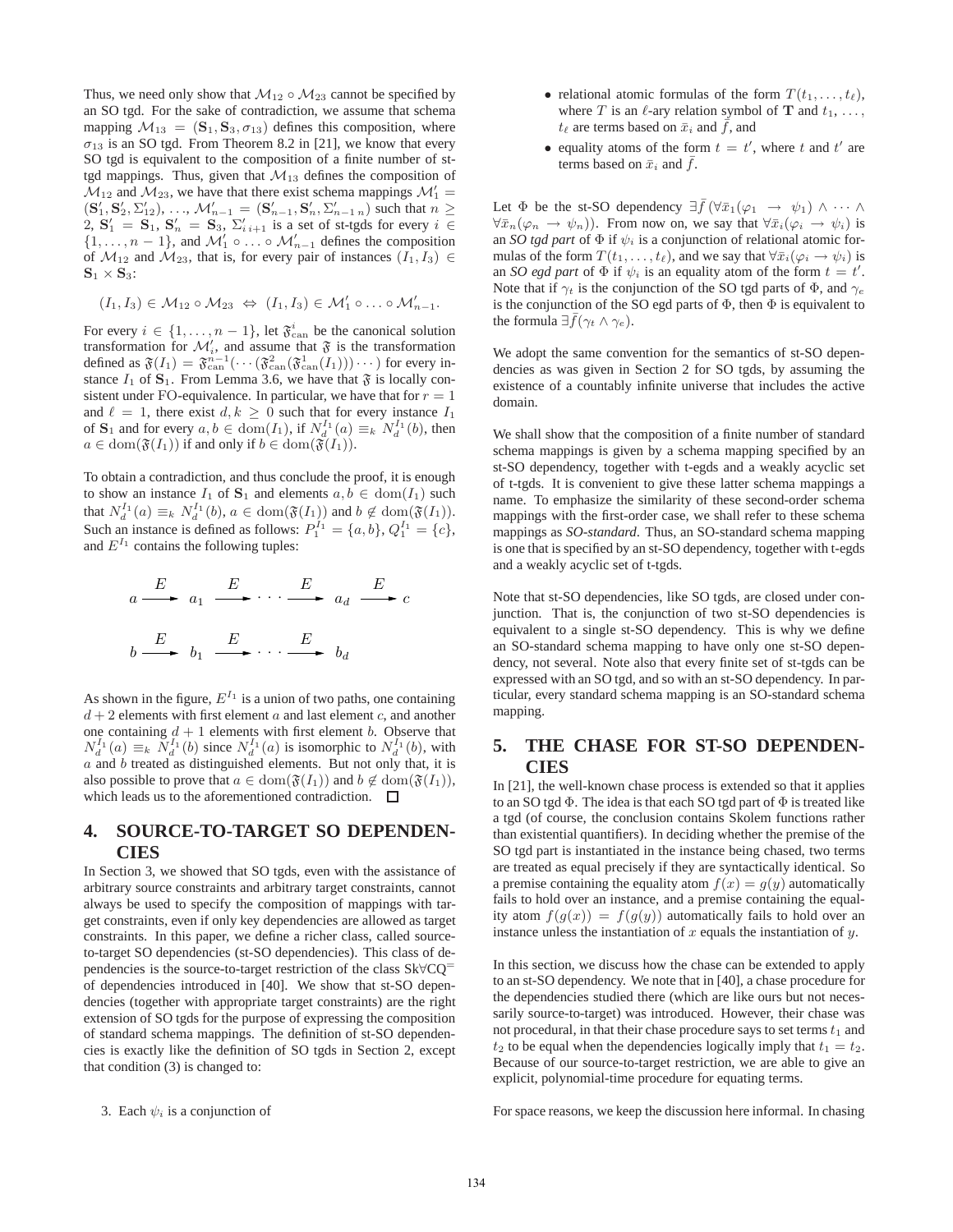Thus, we need only show that $\mathcal{M}_{12} \circ \mathcal{M}_{23}$ cannot be specified by an SO tgd. For the sake of contradiction, we assume that schema mapping $\mathcal{M}_{13} = (\mathbf{S}_1, \mathbf{S}_3, \sigma_{13})$ defines this composition, where $\sigma_{13}$ is an SO tgd. From Theorem 8.2 in [21], we know that every SO tgd is equivalent to the composition of a finite number of st-tgd mappings. Thus, given that $\mathcal{M}_{13}$ defines the composition of $\mathcal{M}_{12}$ and $\mathcal{M}_{23}$, we have that there exist schema mappings $\mathcal{M}'_1 = (\mathbf{S}'_1, \mathbf{S}'_2, \Sigma'_{12})$, ..., $\mathcal{M}'_{n-1} = (\mathbf{S}'_{n-1}, \mathbf{S}'_n, \Sigma'_{n-1\,n})$ such that $n \geq 2$, $\mathbf{S}'_1 = \mathbf{S}_1$, $\mathbf{S}'_n = \mathbf{S}_3$, $\Sigma'_{i\,i+1}$ is a set of st-tgds for every $i \in \{1, \ldots, n-1\}$, and $\mathcal{M}'_1 \circ \ldots \circ \mathcal{M}'_{n-1}$ defines the composition of $\mathcal{M}_{12}$ and $\mathcal{M}_{23}$, that is, for every pair of instances $(I_1, I_3) \in \mathbf{S}_1 \times \mathbf{S}_3$:

$$(I_1, I_3) \in \mathcal{M}_{12} \circ \mathcal{M}_{23} \;\Leftrightarrow\; (I_1, I_3) \in \mathcal{M}'_1 \circ \ldots \circ \mathcal{M}'_{n-1}.$$

For every $i \in \{1, \ldots, n-1\}$, let $\mathfrak{F}^i_{\text{can}}$ be the canonical solution transformation for $\mathcal{M}'_i$, and assume that $\mathfrak{F}$ is the transformation defined as $\mathfrak{F}(I_1) = \mathfrak{F}^{n-1}_{\text{can}}(\cdots(\mathfrak{F}^2_{\text{can}}(\mathfrak{F}^1_{\text{can}}(I_1)))\cdots)$ for every instance $I_1$ of $\mathbf{S}_1$. From Lemma 3.6, we have that $\mathfrak{F}$ is locally consistent under FO-equivalence. In particular, we have that for $r = 1$ and $\ell = 1$, there exist $d, k \geq 0$ such that for every instance $I_1$ of $\mathbf{S}_1$ and for every $a, b \in \text{dom}(I_1)$, if $N^{I_1}_d(a) \equiv_k N^{I_1}_d(b)$, then $a \in \text{dom}(\mathfrak{F}(I_1))$ if and only if $b \in \text{dom}(\mathfrak{F}(I_1))$.

To obtain a contradiction, and thus conclude the proof, it is enough to show an instance $I_1$ of $\mathbf{S}_1$ and elements $a, b \in \text{dom}(I_1)$ such that $N^{I_1}_d(a) \equiv_k N^{I_1}_d(b)$, $a \in \text{dom}(\mathfrak{F}(I_1))$ and $b \notin \text{dom}(\mathfrak{F}(I_1))$. Such an instance is defined as follows: $P^{I_1}_1 = \{a, b\}$, $Q^{I_1}_1 = \{c\}$, and $E^{I_1}$ contains the following tuples:

$$a \xrightarrow{E} a_1 \xrightarrow{E} \cdots \xrightarrow{E} a_d \xrightarrow{E} c$$

$$b \xrightarrow{E} b_1 \xrightarrow{E} \cdots \xrightarrow{E} b_d$$

As shown in the figure, $E^{I_1}$ is a union of two paths, one containing $d+2$ elements with first element $a$ and last element $c$, and another one containing $d+1$ elements with first element $b$. Observe that $N^{I_1}_d(a) \equiv_k N^{I_1}_d(b)$ since $N^{I_1}_d(a)$ is isomorphic to $N^{I_1}_d(b)$, with $a$ and $b$ treated as distinguished elements. But not only that, it is also possible to prove that $a \in \text{dom}(\mathfrak{F}(I_1))$ and $b \notin \text{dom}(\mathfrak{F}(I_1))$, which leads us to the aforementioned contradiction. □

# 4. SOURCE-TO-TARGET SO DEPENDENCIES

In Section 3, we showed that SO tgds, even with the assistance of arbitrary source constraints and arbitrary target constraints, cannot always be used to specify the composition of mappings with target constraints, even if only key dependencies are allowed as target constraints. In this paper, we define a richer class, called source-to-target SO dependencies (st-SO dependencies). This class of dependencies is the source-to-target restriction of the class Sk∀CQ$^=$ of dependencies introduced in [40]. We show that st-SO dependencies (together with appropriate target constraints) are the right extension of SO tgds for the purpose of expressing the composition of standard schema mappings. The definition of st-SO dependencies is exactly like the definition of SO tgds in Section 2, except that condition (3) is changed to:

3. Each $\psi_i$ is a conjunction of
   - relational atomic formulas of the form $T(t_1, \ldots, t_\ell)$, where $T$ is an $\ell$-ary relation symbol of $\mathbf{T}$ and $t_1, \ldots, t_\ell$ are terms based on $\bar{x}_i$ and $\bar{f}$, and
   - equality atoms of the form $t = t'$, where $t$ and $t'$ are terms based on $\bar{x}_i$ and $\bar{f}$.

Let $\Phi$ be the st-SO dependency $\exists \bar{f}\,(\forall \bar{x}_1(\varphi_1 \rightarrow \psi_1) \wedge \cdots \wedge \forall \bar{x}_n(\varphi_n \rightarrow \psi_n))$. From now on, we say that $\forall \bar{x}_i(\varphi_i \rightarrow \psi_i)$ is an *SO tgd part* of $\Phi$ if $\psi_i$ is a conjunction of relational atomic formulas of the form $T(t_1, \ldots, t_\ell)$, and we say that $\forall \bar{x}_i(\varphi_i \rightarrow \psi_i)$ is an *SO egd part* of $\Phi$ if $\psi_i$ is an equality atom of the form $t = t'$. Note that if $\gamma_t$ is the conjunction of the SO tgd parts of $\Phi$, and $\gamma_e$ is the conjunction of the SO egd parts of $\Phi$, then $\Phi$ is equivalent to the formula $\exists \bar{f}(\gamma_t \wedge \gamma_e)$.

We adopt the same convention for the semantics of st-SO dependencies as was given in Section 2 for SO tgds, by assuming the existence of a countably infinite universe that includes the active domain.

We shall show that the composition of a finite number of standard schema mappings is given by a schema mapping specified by an st-SO dependency, together with t-egds and a weakly acyclic set of t-tgds. It is convenient to give these latter schema mappings a name. To emphasize the similarity of these second-order schema mappings with the first-order case, we shall refer to these schema mappings as *SO-standard*. Thus, an SO-standard schema mapping is one that is specified by an st-SO dependency, together with t-egds and a weakly acyclic set of t-tgds.

Note that st-SO dependencies, like SO tgds, are closed under conjunction. That is, the conjunction of two st-SO dependencies is equivalent to a single st-SO dependency. This is why we define an SO-standard schema mapping to have only one st-SO dependency, not several. Note also that every finite set of st-tgds can be expressed with an SO tgd, and so with an st-SO dependency. In particular, every standard schema mapping is an SO-standard schema mapping.

# 5. THE CHASE FOR ST-SO DEPENDENCIES

In [21], the well-known chase process is extended so that it applies to an SO tgd $\Phi$. The idea is that each SO tgd part of $\Phi$ is treated like a tgd (of course, the conclusion contains Skolem functions rather than existential quantifiers). In deciding whether the premise of the SO tgd part is instantiated in the instance being chased, two terms are treated as equal precisely if they are syntactically identical. So a premise containing the equality atom $f(x) = g(y)$ automatically fails to hold over an instance, and a premise containing the equality atom $f(g(x)) = f(g(y))$ automatically fails to hold over an instance unless the instantiation of $x$ equals the instantiation of $y$.

In this section, we discuss how the chase can be extended to apply to an st-SO dependency. We note that in [40], a chase procedure for the dependencies studied there (which are like ours but not necessarily source-to-target) was introduced. However, their chase was not procedural, in that their chase procedure says to set terms $t_1$ and $t_2$ to be equal when the dependencies logically imply that $t_1 = t_2$. Because of our source-to-target restriction, we are able to give an explicit, polynomial-time procedure for equating terms.

For space reasons, we keep the discussion here informal. In chasing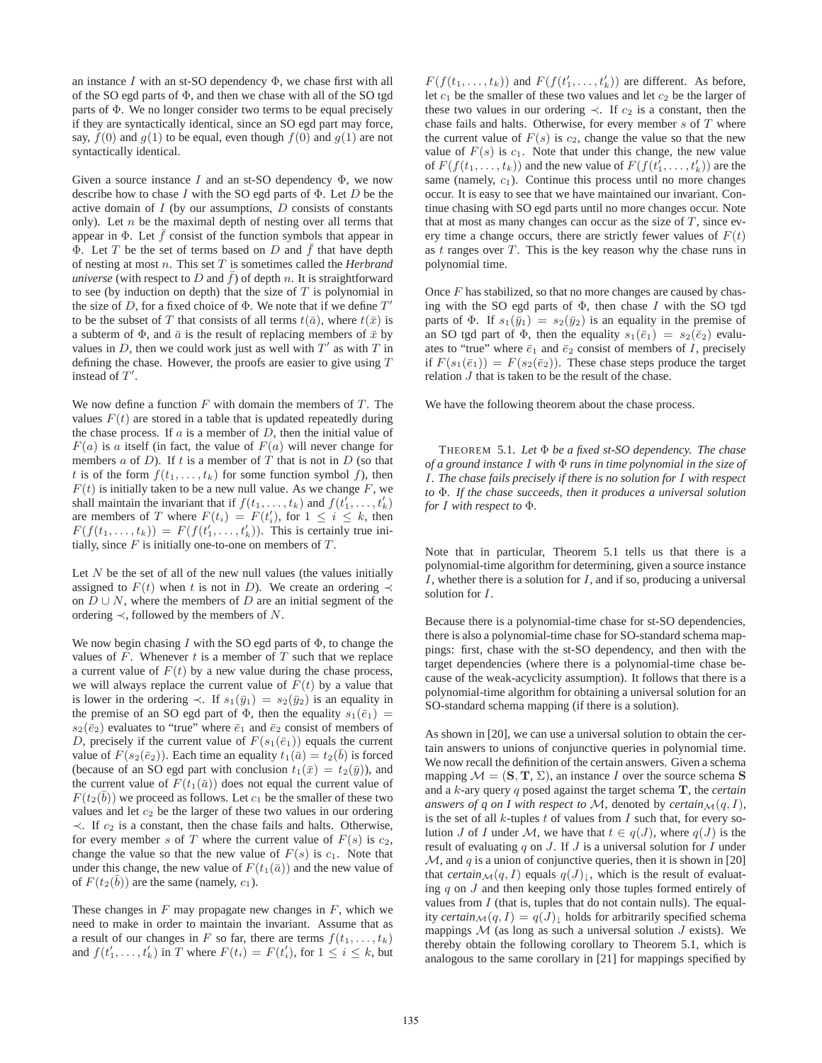an instance $I$ with an st-SO dependency $\Phi$, we chase first with all of the SO egd parts of $\Phi$, and then we chase with all of the SO tgd parts of $\Phi$. We no longer consider two terms to be equal precisely if they are syntactically identical, since an SO egd part may force, say, $f(0)$ and $g(1)$ to be equal, even though $f(0)$ and $g(1)$ are not syntactically identical.

Given a source instance $I$ and an st-SO dependency $\Phi$, we now describe how to chase $I$ with the SO egd parts of $\Phi$. Let $D$ be the active domain of $I$ (by our assumptions, $D$ consists of constants only). Let $n$ be the maximal depth of nesting over all terms that appear in $\Phi$. Let $\bar{f}$ consist of the function symbols that appear in $\Phi$. Let $T$ be the set of terms based on $D$ and $\bar{f}$ that have depth of nesting at most $n$. This set $T$ is sometimes called the *Herbrand universe* (with respect to $D$ and $\bar{f}$) of depth $n$. It is straightforward to see (by induction on depth) that the size of $T$ is polynomial in the size of $D$, for a fixed choice of $\Phi$. We note that if we define $T'$ to be the subset of $T$ that consists of all terms $t(\bar{a})$, where $t(\bar{x})$ is a subterm of $\Phi$, and $\bar{a}$ is the result of replacing members of $\bar{x}$ by values in $D$, then we could work just as well with $T'$ as with $T$ in defining the chase. However, the proofs are easier to give using $T$ instead of $T'$.

We now define a function $F$ with domain the members of $T$. The values $F(t)$ are stored in a table that is updated repeatedly during the chase process. If $a$ is a member of $D$, then the initial value of $F(a)$ is $a$ itself (in fact, the value of $F(a)$ will never change for members $a$ of $D$). If $t$ is a member of $T$ that is not in $D$ (so that $t$ is of the form $f(t_1, \ldots, t_k)$ for some function symbol $f$), then $F(t)$ is initially taken to be a new null value. As we change $F$, we shall maintain the invariant that if $f(t_1, \ldots, t_k)$ and $f(t'_1, \ldots, t'_k)$ are members of $T$ where $F(t_i) = F(t'_i)$, for $1 \leq i \leq k$, then $F(f(t_1, \ldots, t_k)) = F(f(t'_1, \ldots, t'_k))$. This is certainly true initially, since $F$ is initially one-to-one on members of $T$.

Let $N$ be the set of all of the new null values (the values initially assigned to $F(t)$ when $t$ is not in $D$). We create an ordering $\prec$ on $D \cup N$, where the members of $D$ are an initial segment of the ordering $\prec$, followed by the members of $N$.

We now begin chasing $I$ with the SO egd parts of $\Phi$, to change the values of $F$. Whenever $t$ is a member of $T$ such that we replace a current value of $F(t)$ by a new value during the chase process, we will always replace the current value of $F(t)$ by a value that is lower in the ordering $\prec$. If $s_1(\bar{y}_1) = s_2(\bar{y}_2)$ is an equality in the premise of an SO egd part of $\Phi$, then the equality $s_1(\bar{e}_1) = s_2(\bar{e}_2)$ evaluates to "true" where $\bar{e}_1$ and $\bar{e}_2$ consist of members of $D$, precisely if the current value of $F(s_1(\bar{e}_1))$ equals the current value of $F(s_2(\bar{e}_2))$. Each time an equality $t_1(\bar{a}) = t_2(\bar{b})$ is forced (because of an SO egd part with conclusion $t_1(\bar{x}) = t_2(\bar{y})$), and the current value of $F(t_1(\bar{a}))$ does not equal the current value of $F(t_2(\bar{b}))$ we proceed as follows. Let $c_1$ be the smaller of these two values and let $c_2$ be the larger of the two values in our ordering $\prec$. If $c_2$ is a constant, then the chase fails and halts. Otherwise, for every member $s$ of $T$ where the current value of $F(s)$ is $c_2$, change the value so that the new value of $F(s)$ is $c_1$. Note that under this change, the new value of $F(t_1(\bar{a}))$ and the new value of $F(t_2(\bar{b}))$ are the same (namely, $c_1$).

These changes in $F$ may propagate new changes in $F$, which we need to make in order to maintain the invariant. Assume that as a result of our changes in $F$ so far, there are terms $f(t_1, \ldots, t_k)$ and $f(t'_1, \ldots, t'_k)$ in $T$ where $F(t_i) = F(t'_i)$, for $1 \leq i \leq k$, but $F(f(t_1, \ldots, t_k))$ and $F(f(t'_1, \ldots, t'_k))$ are different. As before, let $c_1$ be the smaller of these two values and let $c_2$ be the larger of these two values in our ordering $\prec$. If $c_2$ is a constant, then the chase fails and halts. Otherwise, for every member $s$ of $T$ where the current value of $F(s)$ is $c_2$, change the value so that the new value of $F(s)$ is $c_1$. Note that under this change, the new value of $F(f(t_1, \ldots, t_k))$ and the new value of $F(f(t'_1, \ldots, t'_k))$ are the same (namely, $c_1$). Continue this process until no more changes occur. It is easy to see that we have maintained our invariant. Continue chasing with SO egd parts until no more changes occur. Note that at most as many changes can occur as the size of $T$, since every time a change occurs, there are strictly fewer values of $F(t)$ as $t$ ranges over $T$. This is the key reason why the chase runs in polynomial time.

Once $F$ has stabilized, so that no more changes are caused by chasing with the SO egd parts of $\Phi$, then chase $I$ with the SO tgd parts of $\Phi$. If $s_1(\bar{y}_1) = s_2(\bar{y}_2)$ is an equality in the premise of an SO tgd part of $\Phi$, then the equality $s_1(\bar{e}_1) = s_2(\bar{e}_2)$ evaluates to "true" where $\bar{e}_1$ and $\bar{e}_2$ consist of members of $I$, precisely if $F(s_1(\bar{e}_1)) = F(s_2(\bar{e}_2))$. These chase steps produce the target relation $J$ that is taken to be the result of the chase.

We have the following theorem about the chase process.

THEOREM 5.1. *Let $\Phi$ be a fixed st-SO dependency. The chase of a ground instance $I$ with $\Phi$ runs in time polynomial in the size of $I$. The chase fails precisely if there is no solution for $I$ with respect to $\Phi$. If the chase succeeds, then it produces a universal solution for $I$ with respect to $\Phi$.*

Note that in particular, Theorem 5.1 tells us that there is a polynomial-time algorithm for determining, given a source instance $I$, whether there is a solution for $I$, and if so, producing a universal solution for $I$.

Because there is a polynomial-time chase for st-SO dependencies, there is also a polynomial-time chase for SO-standard schema mappings: first, chase with the st-SO dependency, and then with the target dependencies (where there is a polynomial-time chase because of the weak-acyclicity assumption). It follows that there is a polynomial-time algorithm for obtaining a universal solution for an SO-standard schema mapping (if there is a solution).

As shown in [20], we can use a universal solution to obtain the certain answers to unions of conjunctive queries in polynomial time. We now recall the definition of the certain answers. Given a schema mapping $\mathcal{M} = (\mathbf{S}, \mathbf{T}, \Sigma)$, an instance $I$ over the source schema $\mathbf{S}$ and a $k$-ary query $q$ posed against the target schema $\mathbf{T}$, the *certain answers of $q$ on $I$ with respect to $\mathcal{M}$*, denoted by $\mathit{certain}_{\mathcal{M}}(q, I)$, is the set of all $k$-tuples $t$ of values from $I$ such that, for every solution $J$ of $I$ under $\mathcal{M}$, we have that $t \in q(J)$, where $q(J)$ is the result of evaluating $q$ on $J$. If $J$ is a universal solution for $I$ under $\mathcal{M}$, and $q$ is a union of conjunctive queries, then it is shown in [20] that $\mathit{certain}_{\mathcal{M}}(q, I)$ equals $q(J)_{\downarrow}$, which is the result of evaluating $q$ on $J$ and then keeping only those tuples formed entirely of values from $I$ (that is, tuples that do not contain nulls). The equality $\mathit{certain}_{\mathcal{M}}(q, I) = q(J)_{\downarrow}$ holds for arbitrarily specified schema mappings $\mathcal{M}$ (as long as such a universal solution $J$ exists). We thereby obtain the following corollary to Theorem 5.1, which is analogous to the same corollary in [21] for mappings specified by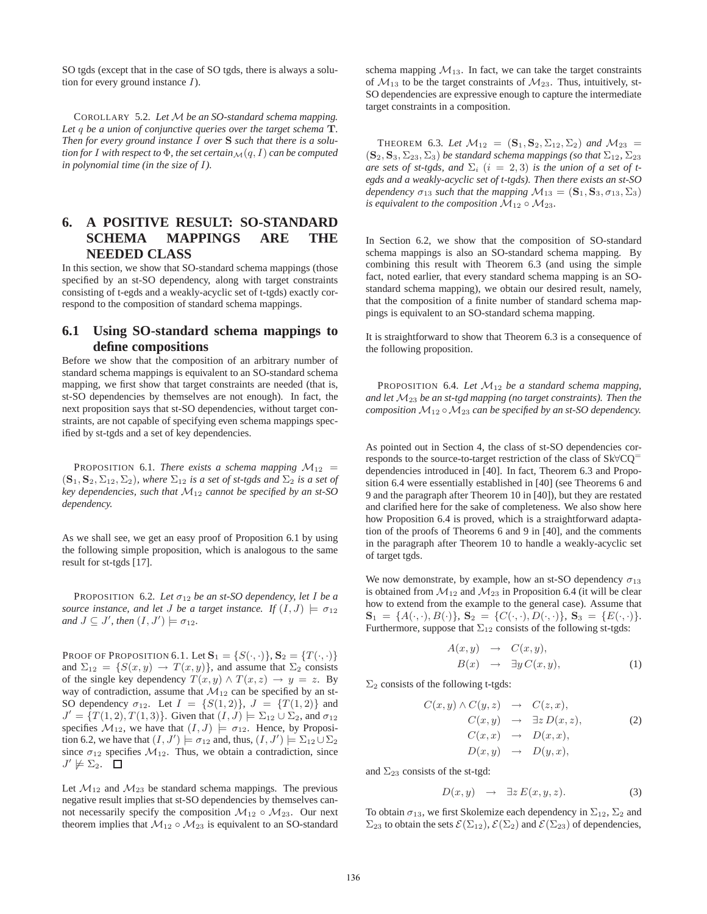SO tgds (except that in the case of SO tgds, there is always a solution for every ground instance $I$).

COROLLARY 5.2. *Let $\mathcal{M}$ be an SO-standard schema mapping. Let $q$ be a union of conjunctive queries over the target schema $\mathbf{T}$. Then for every ground instance $I$ over $\mathbf{S}$ such that there is a solution for $I$ with respect to $\Phi$, the set certain$_{\mathcal{M}}(q, I)$ can be computed in polynomial time (in the size of $I$).*

# 6. A POSITIVE RESULT: SO-STANDARD SCHEMA MAPPINGS ARE THE NEEDED CLASS

In this section, we show that SO-standard schema mappings (those specified by an st-SO dependency, along with target constraints consisting of t-egds and a weakly-acyclic set of t-tgds) exactly correspond to the composition of standard schema mappings.

## 6.1 Using SO-standard schema mappings to define compositions

Before we show that the composition of an arbitrary number of standard schema mappings is equivalent to an SO-standard schema mapping, we first show that target constraints are needed (that is, st-SO dependencies by themselves are not enough). In fact, the next proposition says that st-SO dependencies, without target constraints, are not capable of specifying even schema mappings specified by st-tgds and a set of key dependencies.

PROPOSITION 6.1. *There exists a schema mapping $\mathcal{M}_{12} = (\mathbf{S}_1, \mathbf{S}_2, \Sigma_{12}, \Sigma_2)$, where $\Sigma_{12}$ is a set of st-tgds and $\Sigma_2$ is a set of key dependencies, such that $\mathcal{M}_{12}$ cannot be specified by an st-SO dependency.*

As we shall see, we get an easy proof of Proposition 6.1 by using the following simple proposition, which is analogous to the same result for st-tgds [17].

PROPOSITION 6.2. *Let $\sigma_{12}$ be an st-SO dependency, let $I$ be a source instance, and let $J$ be a target instance. If $(I, J) \models \sigma_{12}$ and $J \subseteq J'$, then $(I, J') \models \sigma_{12}$.*

PROOF OF PROPOSITION 6.1. Let $\mathbf{S}_1 = \{S(\cdot,\cdot)\}$, $\mathbf{S}_2 = \{T(\cdot,\cdot)\}$ and $\Sigma_{12} = \{S(x,y) \rightarrow T(x,y)\}$, and assume that $\Sigma_2$ consists of the single key dependency $T(x,y) \wedge T(x,z) \rightarrow y = z$. By way of contradiction, assume that $\mathcal{M}_{12}$ can be specified by an st-SO dependency $\sigma_{12}$. Let $I = \{S(1,2)\}$, $J = \{T(1,2)\}$ and $J' = \{T(1,2), T(1,3)\}$. Given that $(I, J) \models \Sigma_{12} \cup \Sigma_2$, and $\sigma_{12}$ specifies $\mathcal{M}_{12}$, we have that $(I, J) \models \sigma_{12}$. Hence, by Proposition 6.2, we have that $(I, J') \models \sigma_{12}$ and, thus, $(I, J') \models \Sigma_{12} \cup \Sigma_2$ since $\sigma_{12}$ specifies $\mathcal{M}_{12}$. Thus, we obtain a contradiction, since $J' \not\models \Sigma_2$. $\square$

Let $\mathcal{M}_{12}$ and $\mathcal{M}_{23}$ be standard schema mappings. The previous negative result implies that st-SO dependencies by themselves cannot necessarily specify the composition $\mathcal{M}_{12} \circ \mathcal{M}_{23}$. Our next theorem implies that $\mathcal{M}_{12} \circ \mathcal{M}_{23}$ is equivalent to an SO-standard schema mapping $\mathcal{M}_{13}$. In fact, we can take the target constraints of $\mathcal{M}_{13}$ to be the target constraints of $\mathcal{M}_{23}$. Thus, intuitively, st-SO dependencies are expressive enough to capture the intermediate target constraints in a composition.

THEOREM 6.3. *Let $\mathcal{M}_{12} = (\mathbf{S}_1, \mathbf{S}_2, \Sigma_{12}, \Sigma_2)$ and $\mathcal{M}_{23} = (\mathbf{S}_2, \mathbf{S}_3, \Sigma_{23}, \Sigma_3)$ be standard schema mappings (so that $\Sigma_{12}$, $\Sigma_{23}$ are sets of st-tgds, and $\Sigma_i$ $(i = 2, 3)$ is the union of a set of t-egds and a weakly-acyclic set of t-tgds). Then there exists an st-SO dependency $\sigma_{13}$ such that the mapping $\mathcal{M}_{13} = (\mathbf{S}_1, \mathbf{S}_3, \sigma_{13}, \Sigma_3)$ is equivalent to the composition $\mathcal{M}_{12} \circ \mathcal{M}_{23}$.*

In Section 6.2, we show that the composition of SO-standard schema mappings is also an SO-standard schema mapping. By combining this result with Theorem 6.3 (and using the simple fact, noted earlier, that every standard schema mapping is an SO-standard schema mapping), we obtain our desired result, namely, that the composition of a finite number of standard schema mappings is equivalent to an SO-standard schema mapping.

It is straightforward to show that Theorem 6.3 is a consequence of the following proposition.

PROPOSITION 6.4. *Let $\mathcal{M}_{12}$ be a standard schema mapping, and let $\mathcal{M}_{23}$ be an st-tgd mapping (no target constraints). Then the composition $\mathcal{M}_{12} \circ \mathcal{M}_{23}$ can be specified by an st-SO dependency.*

As pointed out in Section 4, the class of st-SO dependencies corresponds to the source-to-target restriction of the class of Sk$\forall$CQ$^{=}$ dependencies introduced in [40]. In fact, Theorem 6.3 and Proposition 6.4 were essentially established in [40] (see Theorems 6 and 9 and the paragraph after Theorem 10 in [40]), but they are restated and clarified here for the sake of completeness. We also show here how Proposition 6.4 is proved, which is a straightforward adaptation of the proofs of Theorems 6 and 9 in [40], and the comments in the paragraph after Theorem 10 to handle a weakly-acyclic set of target tgds.

We now demonstrate, by example, how an st-SO dependency $\sigma_{13}$ is obtained from $\mathcal{M}_{12}$ and $\mathcal{M}_{23}$ in Proposition 6.4 (it will be clear how to extend from the example to the general case). Assume that $\mathbf{S}_1 = \{A(\cdot,\cdot), B(\cdot)\}$, $\mathbf{S}_2 = \{C(\cdot,\cdot), D(\cdot,\cdot)\}$, $\mathbf{S}_3 = \{E(\cdot,\cdot)\}$. Furthermore, suppose that $\Sigma_{12}$ consists of the following st-tgds:

$$
\begin{aligned}
A(x,y) &\rightarrow C(x,y), \\
B(x) &\rightarrow \exists y\, C(x,y),
\end{aligned}
\tag{1}
$$

$\Sigma_2$ consists of the following t-tgds:

$$
\begin{aligned}
C(x,y) \wedge C(y,z) &\rightarrow C(z,x), \\
C(x,y) &\rightarrow \exists z\, D(x,z), \\
C(x,x) &\rightarrow D(x,x), \\
D(x,y) &\rightarrow D(y,x),
\end{aligned}
\tag{2}
$$

and $\Sigma_{23}$ consists of the st-tgd:

$$
D(x,y) \rightarrow \exists z\, E(x,y,z). \tag{3}
$$

To obtain $\sigma_{13}$, we first Skolemize each dependency in $\Sigma_{12}$, $\Sigma_2$ and $\Sigma_{23}$ to obtain the sets $\mathcal{E}(\Sigma_{12})$, $\mathcal{E}(\Sigma_2)$ and $\mathcal{E}(\Sigma_{23})$ of dependencies,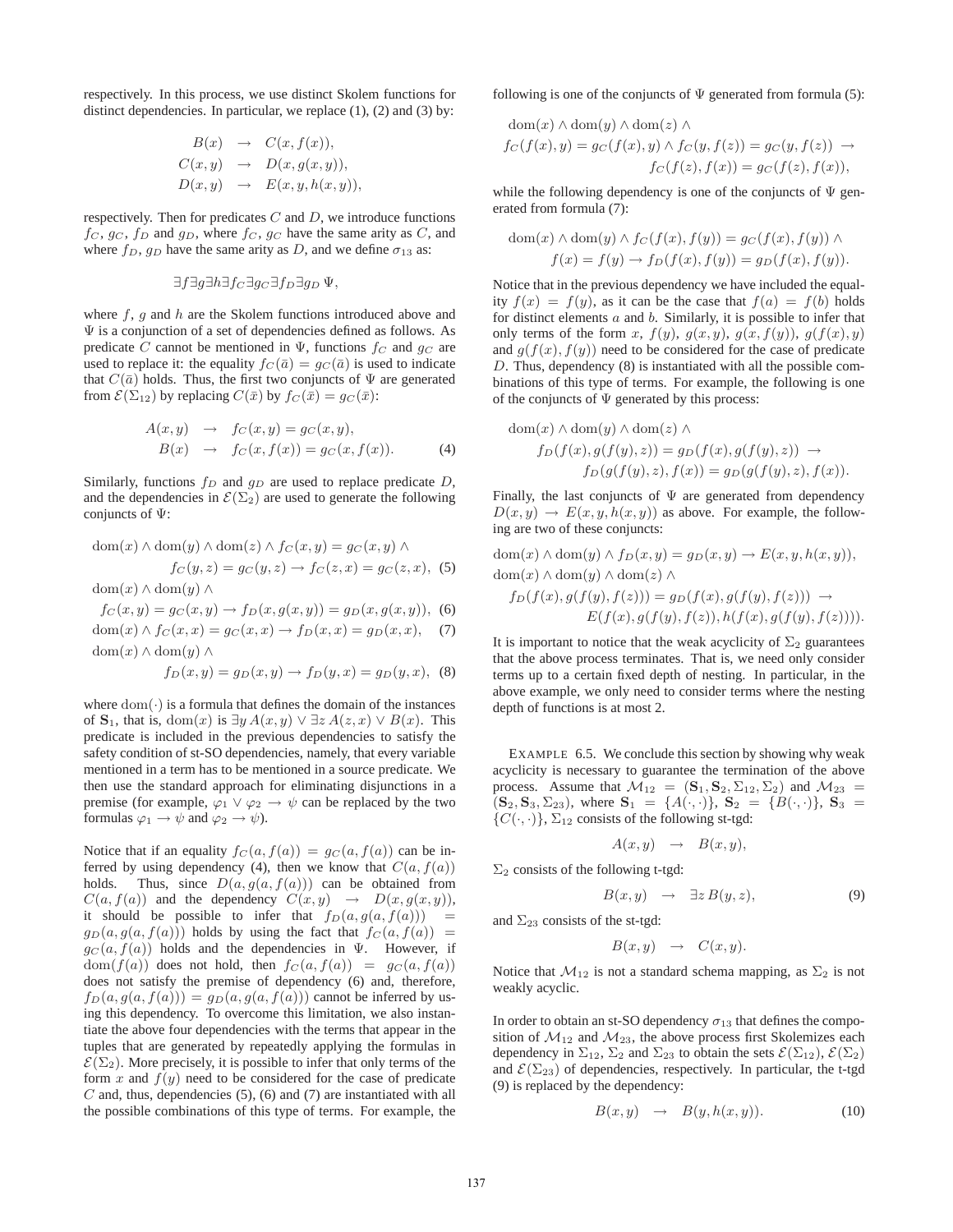respectively. In this process, we use distinct Skolem functions for distinct dependencies. In particular, we replace (1), (2) and (3) by:

$$
\begin{aligned}
B(x) &\rightarrow C(x, f(x)),\\
C(x,y) &\rightarrow D(x, g(x,y)),\\
D(x,y) &\rightarrow E(x, y, h(x,y)),
\end{aligned}
$$

respectively. Then for predicates $C$ and $D$, we introduce functions $f_C$, $g_C$, $f_D$ and $g_D$, where $f_C$, $g_C$ have the same arity as $C$, and where $f_D$, $g_D$ have the same arity as $D$, and we define $\sigma_{13}$ as:

$$\exists f \exists g \exists h \exists f_C \exists g_C \exists f_D \exists g_D \, \Psi,$$

where $f$, $g$ and $h$ are the Skolem functions introduced above and $\Psi$ is a conjunction of a set of dependencies defined as follows. As predicate $C$ cannot be mentioned in $\Psi$, functions $f_C$ and $g_C$ are used to replace it: the equality $f_C(\bar{a}) = g_C(\bar{a})$ is used to indicate that $C(\bar{a})$ holds. Thus, the first two conjuncts of $\Psi$ are generated from $\mathcal{E}(\Sigma_{12})$ by replacing $C(\bar{x})$ by $f_C(\bar{x}) = g_C(\bar{x})$:

$$
\begin{aligned}
A(x,y) &\rightarrow f_C(x,y) = g_C(x,y),\\
B(x) &\rightarrow f_C(x, f(x)) = g_C(x, f(x)). \qquad (4)
\end{aligned}
$$

Similarly, functions $f_D$ and $g_D$ are used to replace predicate $D$, and the dependencies in $\mathcal{E}(\Sigma_2)$ are used to generate the following conjuncts of $\Psi$:

$$
\begin{aligned}
&\mathrm{dom}(x) \wedge \mathrm{dom}(y) \wedge \mathrm{dom}(z) \wedge f_C(x,y) = g_C(x,y) \wedge\\
&\qquad f_C(y,z) = g_C(y,z) \rightarrow f_C(z,x) = g_C(z,x), \quad (5)\\
&\mathrm{dom}(x) \wedge \mathrm{dom}(y) \wedge\\
&\quad f_C(x,y) = g_C(x,y) \rightarrow f_D(x, g(x,y)) = g_D(x, g(x,y)), \quad (6)\\
&\mathrm{dom}(x) \wedge f_C(x,x) = g_C(x,x) \rightarrow f_D(x,x) = g_D(x,x), \quad (7)\\
&\mathrm{dom}(x) \wedge \mathrm{dom}(y) \wedge\\
&\qquad f_D(x,y) = g_D(x,y) \rightarrow f_D(y,x) = g_D(y,x), \quad (8)
\end{aligned}
$$

where $\mathrm{dom}(\cdot)$ is a formula that defines the domain of the instances of $\mathbf{S}_1$, that is, $\mathrm{dom}(x)$ is $\exists y\, A(x,y) \vee \exists z\, A(z,x) \vee B(x)$. This predicate is included in the previous dependencies to satisfy the safety condition of st-SO dependencies, namely, that every variable mentioned in a term has to be mentioned in a source predicate. We then use the standard approach for eliminating disjunctions in a premise (for example, $\varphi_1 \vee \varphi_2 \rightarrow \psi$ can be replaced by the two formulas $\varphi_1 \rightarrow \psi$ and $\varphi_2 \rightarrow \psi$).

Notice that if an equality $f_C(a, f(a)) = g_C(a, f(a))$ can be inferred by using dependency (4), then we know that $C(a, f(a))$ holds. Thus, since $D(a, g(a, f(a)))$ can be obtained from $C(a, f(a))$ and the dependency $C(x,y) \rightarrow D(x, g(x,y))$, it should be possible to infer that $f_D(a, g(a, f(a))) = g_D(a, g(a, f(a)))$ holds by using the fact that $f_C(a, f(a)) = g_C(a, f(a))$ holds and the dependencies in $\Psi$. However, if $\mathrm{dom}(f(a))$ does not hold, then $f_C(a, f(a)) = g_C(a, f(a))$ does not satisfy the premise of dependency (6) and, therefore, $f_D(a, g(a, f(a))) = g_D(a, g(a, f(a)))$ cannot be inferred by using this dependency. To overcome this limitation, we also instantiate the above four dependencies with the terms that appear in the tuples that are generated by repeatedly applying the formulas in $\mathcal{E}(\Sigma_2)$. More precisely, it is possible to infer that only terms of the form $x$ and $f(y)$ need to be considered for the case of predicate $C$ and, thus, dependencies (5), (6) and (7) are instantiated with all the possible combinations of this type of terms. For example, the following is one of the conjuncts of $\Psi$ generated from formula (5):

$$
\begin{aligned}
&\mathrm{dom}(x) \wedge \mathrm{dom}(y) \wedge \mathrm{dom}(z) \wedge\\
&f_C(f(x), y) = g_C(f(x), y) \wedge f_C(y, f(z)) = g_C(y, f(z)) \rightarrow\\
&\qquad f_C(f(z), f(x)) = g_C(f(z), f(x)),
\end{aligned}
$$

while the following dependency is one of the conjuncts of $\Psi$ generated from formula (7):

$$
\begin{aligned}
&\mathrm{dom}(x) \wedge \mathrm{dom}(y) \wedge f_C(f(x), f(y)) = g_C(f(x), f(y)) \wedge\\
&\qquad f(x) = f(y) \rightarrow f_D(f(x), f(y)) = g_D(f(x), f(y)).
\end{aligned}
$$

Notice that in the previous dependency we have included the equality $f(x) = f(y)$, as it can be the case that $f(a) = f(b)$ holds for distinct elements $a$ and $b$. Similarly, it is possible to infer that only terms of the form $x$, $f(y)$, $g(x,y)$, $g(x, f(y))$, $g(f(x), y)$ and $g(f(x), f(y))$ need to be considered for the case of predicate $D$. Thus, dependency (8) is instantiated with all the possible combinations of this type of terms. For example, the following is one of the conjuncts of $\Psi$ generated by this process:

$$
\begin{aligned}
&\mathrm{dom}(x) \wedge \mathrm{dom}(y) \wedge \mathrm{dom}(z) \wedge\\
&\quad f_D(f(x), g(f(y), z)) = g_D(f(x), g(f(y), z)) \rightarrow\\
&\qquad f_D(g(f(y), z), f(x)) = g_D(g(f(y), z), f(x)).
\end{aligned}
$$

Finally, the last conjuncts of $\Psi$ are generated from dependency $D(x,y) \rightarrow E(x, y, h(x,y))$ as above. For example, the following are two of these conjuncts:

$$
\begin{aligned}
&\mathrm{dom}(x) \wedge \mathrm{dom}(y) \wedge f_D(x,y) = g_D(x,y) \rightarrow E(x, y, h(x,y)),\\
&\mathrm{dom}(x) \wedge \mathrm{dom}(y) \wedge \mathrm{dom}(z) \wedge\\
&\quad f_D(f(x), g(f(y), f(z))) = g_D(f(x), g(f(y), f(z))) \rightarrow\\
&\qquad E(f(x), g(f(y), f(z)), h(f(x), g(f(y), f(z)))).
\end{aligned}
$$

It is important to notice that the weak acyclicity of $\Sigma_2$ guarantees that the above process terminates. That is, we need only consider terms up to a certain fixed depth of nesting. In particular, in the above example, we only need to consider terms where the nesting depth of functions is at most 2.

EXAMPLE 6.5. We conclude this section by showing why weak acyclicity is necessary to guarantee the termination of the above process. Assume that $\mathcal{M}_{12} = (\mathbf{S}_1, \mathbf{S}_2, \Sigma_{12}, \Sigma_2)$ and $\mathcal{M}_{23} = (\mathbf{S}_2, \mathbf{S}_3, \Sigma_{23})$, where $\mathbf{S}_1 = \{A(\cdot,\cdot)\}$, $\mathbf{S}_2 = \{B(\cdot,\cdot)\}$, $\mathbf{S}_3 = \{C(\cdot,\cdot)\}$, $\Sigma_{12}$ consists of the following st-tgd:

$$A(x,y) \rightarrow B(x,y),$$

$\Sigma_2$ consists of the following t-tgd:

$$B(x,y) \rightarrow \exists z\, B(y,z), \qquad (9)$$

and $\Sigma_{23}$ consists of the st-tgd:

$$B(x,y) \rightarrow C(x,y).$$

Notice that $\mathcal{M}_{12}$ is not a standard schema mapping, as $\Sigma_2$ is not weakly acyclic.

In order to obtain an st-SO dependency $\sigma_{13}$ that defines the composition of $\mathcal{M}_{12}$ and $\mathcal{M}_{23}$, the above process first Skolemizes each dependency in $\Sigma_{12}$, $\Sigma_2$ and $\Sigma_{23}$ to obtain the sets $\mathcal{E}(\Sigma_{12})$, $\mathcal{E}(\Sigma_2)$ and $\mathcal{E}(\Sigma_{23})$ of dependencies, respectively. In particular, the t-tgd (9) is replaced by the dependency:

$$B(x,y) \rightarrow B(y, h(x,y)). \qquad (10)$$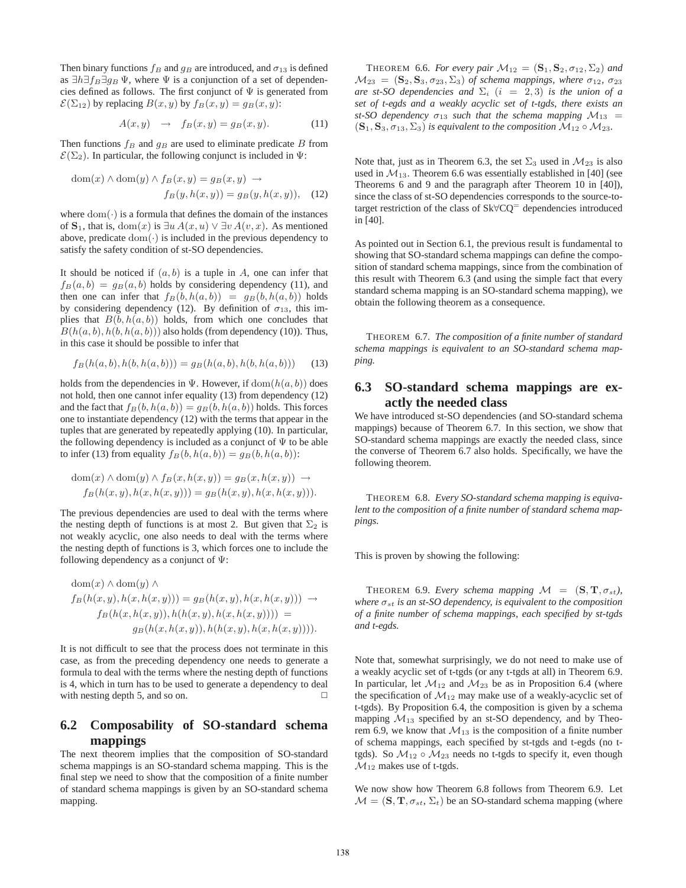Then binary functions $f_B$ and $g_B$ are introduced, and $\sigma_{13}$ is defined as $\exists h \exists f_B \exists g_B\, \Psi$, where $\Psi$ is a conjunction of a set of dependencies defined as follows. The first conjunct of $\Psi$ is generated from $\mathcal{E}(\Sigma_{12})$ by replacing $B(x,y)$ by $f_B(x,y) = g_B(x,y)$:

$$A(x,y) \quad \rightarrow \quad f_B(x,y) = g_B(x,y). \tag{11}$$

Then functions $f_B$ and $g_B$ are used to eliminate predicate $B$ from $\mathcal{E}(\Sigma_2)$. In particular, the following conjunct is included in $\Psi$:

$$\text{dom}(x) \wedge \text{dom}(y) \wedge f_B(x,y) = g_B(x,y) \rightarrow f_B(y, h(x,y)) = g_B(y, h(x,y)), \tag{12}$$

where $\text{dom}(\cdot)$ is a formula that defines the domain of the instances of $\mathbf{S}_1$, that is, $\text{dom}(x)$ is $\exists u\, A(x,u) \vee \exists v\, A(v,x)$. As mentioned above, predicate $\text{dom}(\cdot)$ is included in the previous dependency to satisfy the safety condition of st-SO dependencies.

It should be noticed if $(a,b)$ is a tuple in $A$, one can infer that $f_B(a,b) = g_B(a,b)$ holds by considering dependency (11), and then one can infer that $f_B(b, h(a,b)) = g_B(b, h(a,b))$ holds by considering dependency (12). By definition of $\sigma_{13}$, this implies that $B(b, h(a,b))$ holds, from which one concludes that $B(h(a,b), h(b, h(a,b)))$ also holds (from dependency (10)). Thus, in this case it should be possible to infer that

$$f_B(h(a,b), h(b,h(a,b))) = g_B(h(a,b), h(b,h(a,b))) \tag{13}$$

holds from the dependencies in $\Psi$. However, if $\text{dom}(h(a,b))$ does not hold, then one cannot infer equality (13) from dependency (12) and the fact that $f_B(b, h(a,b)) = g_B(b, h(a,b))$ holds. This forces one to instantiate dependency (12) with the terms that appear in the tuples that are generated by repeatedly applying (10). In particular, the following dependency is included as a conjunct of $\Psi$ to be able to infer (13) from equality $f_B(b, h(a,b)) = g_B(b, h(a,b))$:

$$\text{dom}(x) \wedge \text{dom}(y) \wedge f_B(x, h(x,y)) = g_B(x, h(x,y)) \rightarrow f_B(h(x,y), h(x, h(x,y))) = g_B(h(x,y), h(x, h(x,y))).$$

The previous dependencies are used to deal with the terms where the nesting depth of functions is at most 2. But given that $\Sigma_2$ is not weakly acyclic, one also needs to deal with the terms where the nesting depth of functions is 3, which forces one to include the following dependency as a conjunct of $\Psi$:

$$\begin{aligned} &\text{dom}(x) \wedge \text{dom}(y) \wedge \\ &f_B(h(x,y), h(x,h(x,y))) = g_B(h(x,y), h(x,h(x,y))) \rightarrow \\ &\quad f_B(h(x,h(x,y)), h(h(x,y), h(x,h(x,y)))) = \\ &\qquad g_B(h(x,h(x,y)), h(h(x,y), h(x,h(x,y)))). \end{aligned}$$

It is not difficult to see that the process does not terminate in this case, as from the preceding dependency one needs to generate a formula to deal with the terms where the nesting depth of functions is 4, which in turn has to be used to generate a dependency to deal with nesting depth 5, and so on. □

## 6.2 Composability of SO-standard schema mappings

The next theorem implies that the composition of SO-standard schema mappings is an SO-standard schema mapping. This is the final step we need to show that the composition of a finite number of standard schema mappings is given by an SO-standard schema mapping.

THEOREM 6.6. *For every pair $\mathcal{M}_{12} = (\mathbf{S}_1, \mathbf{S}_2, \sigma_{12}, \Sigma_2)$ and $\mathcal{M}_{23} = (\mathbf{S}_2, \mathbf{S}_3, \sigma_{23}, \Sigma_3)$ of schema mappings, where $\sigma_{12}$, $\sigma_{23}$ are st-SO dependencies and $\Sigma_i$ $(i = 2, 3)$ is the union of a set of t-egds and a weakly acyclic set of t-tgds, there exists an st-SO dependency $\sigma_{13}$ such that the schema mapping $\mathcal{M}_{13} = (\mathbf{S}_1, \mathbf{S}_3, \sigma_{13}, \Sigma_3)$ is equivalent to the composition $\mathcal{M}_{12} \circ \mathcal{M}_{23}$.*

Note that, just as in Theorem 6.3, the set $\Sigma_3$ used in $\mathcal{M}_{23}$ is also used in $\mathcal{M}_{13}$. Theorem 6.6 was essentially established in [40] (see Theorems 6 and 9 and the paragraph after Theorem 10 in [40]), since the class of st-SO dependencies corresponds to the source-to-target restriction of the class of Sk$\forall$CQ$^=$ dependencies introduced in [40].

As pointed out in Section 6.1, the previous result is fundamental to showing that SO-standard schema mappings can define the composition of standard schema mappings, since from the combination of this result with Theorem 6.3 (and using the simple fact that every standard schema mapping is an SO-standard schema mapping), we obtain the following theorem as a consequence.

THEOREM 6.7. *The composition of a finite number of standard schema mappings is equivalent to an SO-standard schema mapping.*

## 6.3 SO-standard schema mappings are exactly the needed class

We have introduced st-SO dependencies (and SO-standard schema mappings) because of Theorem 6.7. In this section, we show that SO-standard schema mappings are exactly the needed class, since the converse of Theorem 6.7 also holds. Specifically, we have the following theorem.

THEOREM 6.8. *Every SO-standard schema mapping is equivalent to the composition of a finite number of standard schema mappings.*

This is proven by showing the following:

THEOREM 6.9. *Every schema mapping $\mathcal{M} = (\mathbf{S}, \mathbf{T}, \sigma_{st})$, where $\sigma_{st}$ is an st-SO dependency, is equivalent to the composition of a finite number of schema mappings, each specified by st-tgds and t-egds.*

Note that, somewhat surprisingly, we do not need to make use of a weakly acyclic set of t-tgds (or any t-tgds at all) in Theorem 6.9. In particular, let $\mathcal{M}_{12}$ and $\mathcal{M}_{23}$ be as in Proposition 6.4 (where the specification of $\mathcal{M}_{12}$ may make use of a weakly-acyclic set of t-tgds). By Proposition 6.4, the composition is given by a schema mapping $\mathcal{M}_{13}$ specified by an st-SO dependency, and by Theorem 6.9, we know that $\mathcal{M}_{13}$ is the composition of a finite number of schema mappings, each specified by st-tgds and t-egds (no t-tgds). So $\mathcal{M}_{12} \circ \mathcal{M}_{23}$ needs no t-tgds to specify it, even though $\mathcal{M}_{12}$ makes use of t-tgds.

We now show how Theorem 6.8 follows from Theorem 6.9. Let $\mathcal{M} = (\mathbf{S}, \mathbf{T}, \sigma_{st}, \Sigma_t)$ be an SO-standard schema mapping (where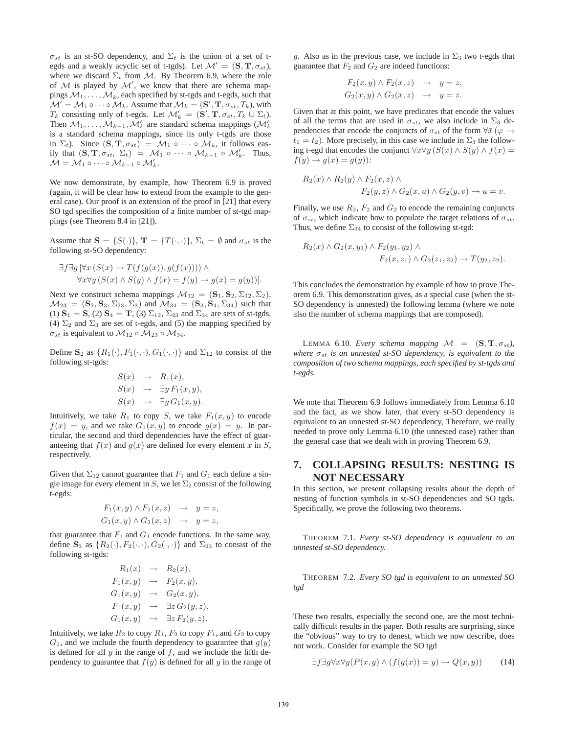$\sigma_{st}$ is an st-SO dependency, and $\Sigma_t$ is the union of a set of t-egds and a weakly acyclic set of t-tgds). Let $\mathcal{M}' = (\mathbf{S}, \mathbf{T}, \sigma_{st})$, where we discard $\Sigma_t$ from $\mathcal{M}$. By Theorem 6.9, where the role of $\mathcal{M}$ is played by $\mathcal{M}'$, we know that there are schema mappings $\mathcal{M}_1, \ldots, \mathcal{M}_k$, each specified by st-tgds and t-egds, such that $\mathcal{M}' = \mathcal{M}_1 \circ \cdots \circ \mathcal{M}_k$. Assume that $\mathcal{M}_k = (\mathbf{S}', \mathbf{T}, \sigma_{st}, T_k)$, with $T_k$ consisting only of t-egds. Let $\mathcal{M}'_k = (\mathbf{S}', \mathbf{T}, \sigma_{st}, T_k \cup \Sigma_t)$. Then $\mathcal{M}_1, \ldots, \mathcal{M}_{k-1}, \mathcal{M}'_k$ are standard schema mappings ($\mathcal{M}'_k$ is a standard schema mappings, since its only t-tgds are those in $\Sigma_t$). Since $(\mathbf{S}, \mathbf{T}, \sigma_{st}) = \mathcal{M}_1 \circ \cdots \circ \mathcal{M}_k$, it follows easily that $(\mathbf{S}, \mathbf{T}, \sigma_{st}, \Sigma_t) = \mathcal{M}_1 \circ \cdots \circ \mathcal{M}_{k-1} \circ \mathcal{M}'_k$. Thus, $\mathcal{M} = \mathcal{M}_1 \circ \cdots \circ \mathcal{M}_{k-1} \circ \mathcal{M}'_k$.

We now demonstrate, by example, how Theorem 6.9 is proved (again, it will be clear how to extend from the example to the general case). Our proof is an extension of the proof in [21] that every SO tgd specifies the composition of a finite number of st-tgd mappings (see Theorem 8.4 in [21]).

Assume that $\mathbf{S} = \{S(\cdot)\}$, $\mathbf{T} = \{T(\cdot, \cdot)\}$, $\Sigma_t = \emptyset$ and $\sigma_{st}$ is the following st-SO dependency:

$$\exists f \exists g\, [\forall x\, (S(x) \rightarrow T(f(g(x)), g(f(x)))) \wedge \forall x \forall y\, (S(x) \wedge S(y) \wedge f(x) = f(y) \rightarrow g(x) = g(y))].$$

Next we construct schema mappings $\mathcal{M}_{12} = (\mathbf{S}_1, \mathbf{S}_2, \Sigma_{12}, \Sigma_2)$, $\mathcal{M}_{23} = (\mathbf{S}_2, \mathbf{S}_3, \Sigma_{23}, \Sigma_3)$ and $\mathcal{M}_{34} = (\mathbf{S}_3, \mathbf{S}_4, \Sigma_{34})$ such that (1) $\mathbf{S}_1 = \mathbf{S}$, (2) $\mathbf{S}_4 = \mathbf{T}$, (3) $\Sigma_{12}$, $\Sigma_{23}$ and $\Sigma_{34}$ are sets of st-tgds, (4) $\Sigma_2$ and $\Sigma_3$ are set of t-egds, and (5) the mapping specified by $\sigma_{st}$ is equivalent to $\mathcal{M}_{12} \circ \mathcal{M}_{23} \circ \mathcal{M}_{34}$.

Define $\mathbf{S}_2$ as $\{R_1(\cdot), F_1(\cdot, \cdot), G_1(\cdot, \cdot)\}$ and $\Sigma_{12}$ to consist of the following st-tgds:

$$\begin{aligned} S(x) &\rightarrow R_1(x), \\ S(x) &\rightarrow \exists y\, F_1(x, y), \\ S(x) &\rightarrow \exists y\, G_1(x, y). \end{aligned}$$

Intuitively, we take $R_1$ to copy $S$, we take $F_1(x, y)$ to encode $f(x) = y$, and we take $G_1(x, y)$ to encode $g(x) = y$. In particular, the second and third dependencies have the effect of guaranteeing that $f(x)$ and $g(x)$ are defined for every element $x$ in $S$, respectively.

Given that $\Sigma_{12}$ cannot guarantee that $F_1$ and $G_1$ each define a single image for every element in $S$, we let $\Sigma_2$ consist of the following t-egds:

$$\begin{aligned} F_1(x, y) \wedge F_1(x, z) &\rightarrow y = z, \\ G_1(x, y) \wedge G_1(x, z) &\rightarrow y = z, \end{aligned}$$

that guarantee that $F_1$ and $G_1$ encode functions. In the same way, define $\mathbf{S}_3$ as $\{R_2(\cdot), F_2(\cdot, \cdot), G_2(\cdot, \cdot)\}$ and $\Sigma_{23}$ to consist of the following st-tgds:

$$\begin{aligned} R_1(x) &\rightarrow R_2(x), \\ F_1(x, y) &\rightarrow F_2(x, y), \\ G_1(x, y) &\rightarrow G_2(x, y), \\ F_1(x, y) &\rightarrow \exists z\, G_2(y, z), \\ G_1(x, y) &\rightarrow \exists z\, F_2(y, z). \end{aligned}$$

Intuitively, we take $R_2$ to copy $R_1$, $F_2$ to copy $F_1$, and $G_2$ to copy $G_1$, and we include the fourth dependency to guarantee that $g(y)$ is defined for all $y$ in the range of $f$, and we include the fifth dependency to guarantee that $f(y)$ is defined for all $y$ in the range of $g$. Also as in the previous case, we include in $\Sigma_3$ two t-egds that guarantee that $F_2$ and $G_2$ are indeed functions:

$$\begin{aligned} F_2(x, y) \wedge F_2(x, z) &\rightarrow y = z, \\ G_2(x, y) \wedge G_2(x, z) &\rightarrow y = z. \end{aligned}$$

Given that at this point, we have predicates that encode the values of all the terms that are used in $\sigma_{st}$, we also include in $\Sigma_3$ dependencies that encode the conjuncts of $\sigma_{st}$ of the form $\forall \bar{x}\, (\varphi \rightarrow t_1 = t_2)$. More precisely, in this case we include in $\Sigma_3$ the following t-egd that encodes the conjunct $\forall x \forall y\, (S(x) \wedge S(y) \wedge f(x) = f(y) \rightarrow g(x) = g(y))$:

$$R_2(x) \wedge R_2(y) \wedge F_2(x, z) \wedge F_2(y, z) \wedge G_2(x, u) \wedge G_2(y, v) \rightarrow u = v.$$

Finally, we use $R_2$, $F_2$ and $G_2$ to encode the remaining conjuncts of $\sigma_{st}$, which indicate how to populate the target relations of $\sigma_{st}$. Thus, we define $\Sigma_{34}$ to consist of the following st-tgd:

$$R_2(x) \wedge G_2(x, y_1) \wedge F_2(y_1, y_2) \wedge F_2(x, z_1) \wedge G_2(z_1, z_2) \rightarrow T(y_2, z_2).$$

This concludes the demonstration by example of how to prove Theorem 6.9. This demonstration gives, as a special case (when the st-SO dependency is unnested) the following lemma (where we note also the number of schema mappings that are composed).

LEMMA 6.10. *Every schema mapping $\mathcal{M} = (\mathbf{S}, \mathbf{T}, \sigma_{st})$, where $\sigma_{st}$ is an unnested st-SO dependency, is equivalent to the composition of two schema mappings, each specified by st-tgds and t-egds.*

We note that Theorem 6.9 follows immediately from Lemma 6.10 and the fact, as we show later, that every st-SO dependency is equivalent to an unnested st-SO dependency, Therefore, we really needed to prove only Lemma 6.10 (the unnested case) rather than the general case that we dealt with in proving Theorem 6.9.

## 7. COLLAPSING RESULTS: NESTING IS NOT NECESSARY

In this section, we present collapsing results about the depth of nesting of function symbols in st-SO dependencies and SO tgds. Specifically, we prove the following two theorems.

THEOREM 7.1. *Every st-SO dependency is equivalent to an unnested st-SO dependency.*

THEOREM 7.2. *Every SO tgd is equivalent to an unnested SO tgd*

These two results, especially the second one, are the most technically difficult results in the paper. Both results are surprising, since the "obvious" way to try to denest, which we now describe, does not work. Consider for example the SO tgd

$$\exists f \exists g \forall x \forall y (P(x, y) \wedge (f(g(x)) = y) \rightarrow Q(x, y)) \tag{14}$$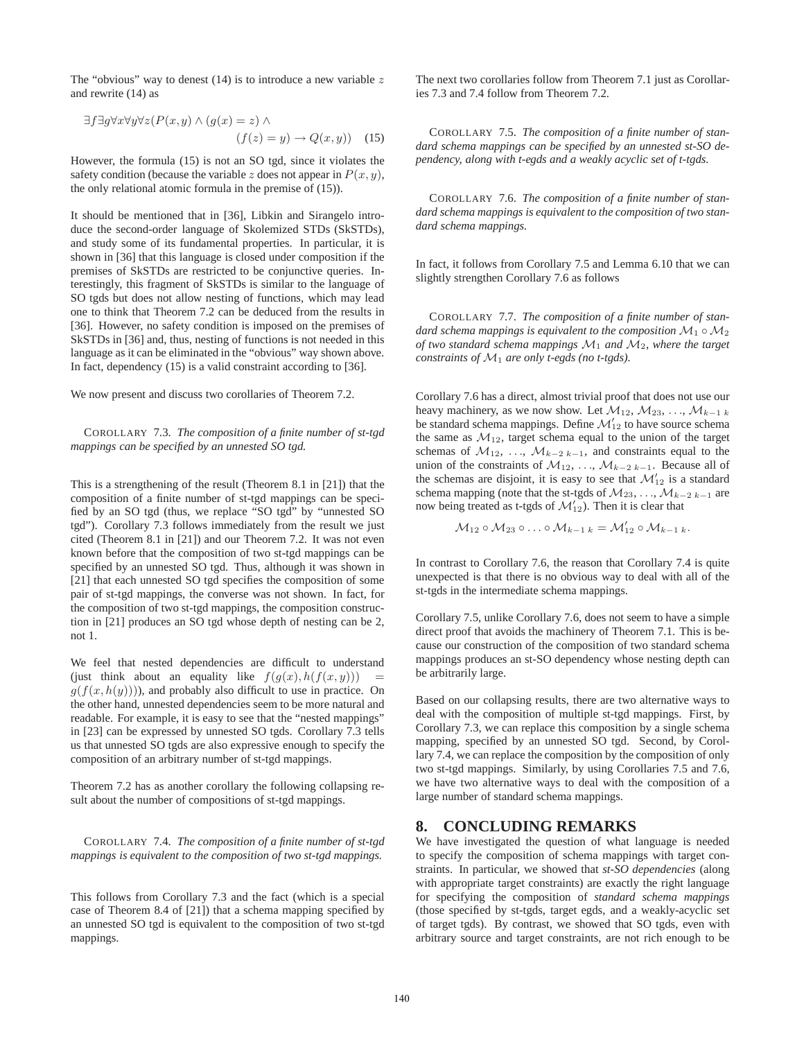The "obvious" way to denest (14) is to introduce a new variable $z$ and rewrite (14) as

$$\exists f \exists g \forall x \forall y \forall z (P(x,y) \wedge (g(x) = z) \wedge (f(z) = y) \rightarrow Q(x,y)) \quad (15)$$

However, the formula (15) is not an SO tgd, since it violates the safety condition (because the variable $z$ does not appear in $P(x,y)$, the only relational atomic formula in the premise of (15)).

It should be mentioned that in [36], Libkin and Sirangelo introduce the second-order language of Skolemized STDs (SkSTDs), and study some of its fundamental properties. In particular, it is shown in [36] that this language is closed under composition if the premises of SkSTDs are restricted to be conjunctive queries. Interestingly, this fragment of SkSTDs is similar to the language of SO tgds but does not allow nesting of functions, which may lead one to think that Theorem 7.2 can be deduced from the results in [36]. However, no safety condition is imposed on the premises of SkSTDs in [36] and, thus, nesting of functions is not needed in this language as it can be eliminated in the "obvious" way shown above. In fact, dependency (15) is a valid constraint according to [36].

We now present and discuss two corollaries of Theorem 7.2.

COROLLARY 7.3. *The composition of a finite number of st-tgd mappings can be specified by an unnested SO tgd.*

This is a strengthening of the result (Theorem 8.1 in [21]) that the composition of a finite number of st-tgd mappings can be specified by an SO tgd (thus, we replace "SO tgd" by "unnested SO tgd"). Corollary 7.3 follows immediately from the result we just cited (Theorem 8.1 in [21]) and our Theorem 7.2. It was not even known before that the composition of two st-tgd mappings can be specified by an unnested SO tgd. Thus, although it was shown in [21] that each unnested SO tgd specifies the composition of some pair of st-tgd mappings, the converse was not shown. In fact, for the composition of two st-tgd mappings, the composition construction in [21] produces an SO tgd whose depth of nesting can be 2, not 1.

We feel that nested dependencies are difficult to understand (just think about an equality like $f(g(x), h(f(x,y))) = g(f(x, h(y))))$, and probably also difficult to use in practice. On the other hand, unnested dependencies seem to be more natural and readable. For example, it is easy to see that the "nested mappings" in [23] can be expressed by unnested SO tgds. Corollary 7.3 tells us that unnested SO tgds are also expressive enough to specify the composition of an arbitrary number of st-tgd mappings.

Theorem 7.2 has as another corollary the following collapsing result about the number of compositions of st-tgd mappings.

COROLLARY 7.4. *The composition of a finite number of st-tgd mappings is equivalent to the composition of two st-tgd mappings.*

This follows from Corollary 7.3 and the fact (which is a special case of Theorem 8.4 of [21]) that a schema mapping specified by an unnested SO tgd is equivalent to the composition of two st-tgd mappings.

The next two corollaries follow from Theorem 7.1 just as Corollaries 7.3 and 7.4 follow from Theorem 7.2.

COROLLARY 7.5. *The composition of a finite number of standard schema mappings can be specified by an unnested st-SO dependency, along with t-egds and a weakly acyclic set of t-tgds.*

COROLLARY 7.6. *The composition of a finite number of standard schema mappings is equivalent to the composition of two standard schema mappings.*

In fact, it follows from Corollary 7.5 and Lemma 6.10 that we can slightly strengthen Corollary 7.6 as follows

COROLLARY 7.7. *The composition of a finite number of standard schema mappings is equivalent to the composition $\mathcal{M}_1 \circ \mathcal{M}_2$ of two standard schema mappings $\mathcal{M}_1$ and $\mathcal{M}_2$, where the target constraints of $\mathcal{M}_1$ are only t-egds (no t-tgds).*

Corollary 7.6 has a direct, almost trivial proof that does not use our heavy machinery, as we now show. Let $\mathcal{M}_{12}$, $\mathcal{M}_{23}$, ..., $\mathcal{M}_{k-1\ k}$ be standard schema mappings. Define $\mathcal{M}'_{12}$ to have source schema the same as $\mathcal{M}_{12}$, target schema equal to the union of the target schemas of $\mathcal{M}_{12}$, ..., $\mathcal{M}_{k-2\ k-1}$, and constraints equal to the union of the constraints of $\mathcal{M}_{12}$, ..., $\mathcal{M}_{k-2\ k-1}$. Because all of the schemas are disjoint, it is easy to see that $\mathcal{M}'_{12}$ is a standard schema mapping (note that the st-tgds of $\mathcal{M}_{23}$, ..., $\mathcal{M}_{k-2\ k-1}$ are now being treated as t-tgds of $\mathcal{M}'_{12}$). Then it is clear that

$$\mathcal{M}_{12} \circ \mathcal{M}_{23} \circ \ldots \circ \mathcal{M}_{k-1\ k} = \mathcal{M}'_{12} \circ \mathcal{M}_{k-1\ k}.$$

In contrast to Corollary 7.6, the reason that Corollary 7.4 is quite unexpected is that there is no obvious way to deal with all of the st-tgds in the intermediate schema mappings.

Corollary 7.5, unlike Corollary 7.6, does not seem to have a simple direct proof that avoids the machinery of Theorem 7.1. This is because our construction of the composition of two standard schema mappings produces an st-SO dependency whose nesting depth can be arbitrarily large.

Based on our collapsing results, there are two alternative ways to deal with the composition of multiple st-tgd mappings. First, by Corollary 7.3, we can replace this composition by a single schema mapping, specified by an unnested SO tgd. Second, by Corollary 7.4, we can replace the composition by the composition of only two st-tgd mappings. Similarly, by using Corollaries 7.5 and 7.6, we have two alternative ways to deal with the composition of a large number of standard schema mappings.

# 8. CONCLUDING REMARKS

We have investigated the question of what language is needed to specify the composition of schema mappings with target constraints. In particular, we showed that *st-SO dependencies* (along with appropriate target constraints) are exactly the right language for specifying the composition of *standard schema mappings* (those specified by st-tgds, target egds, and a weakly-acyclic set of target tgds). By contrast, we showed that SO tgds, even with arbitrary source and target constraints, are not rich enough to be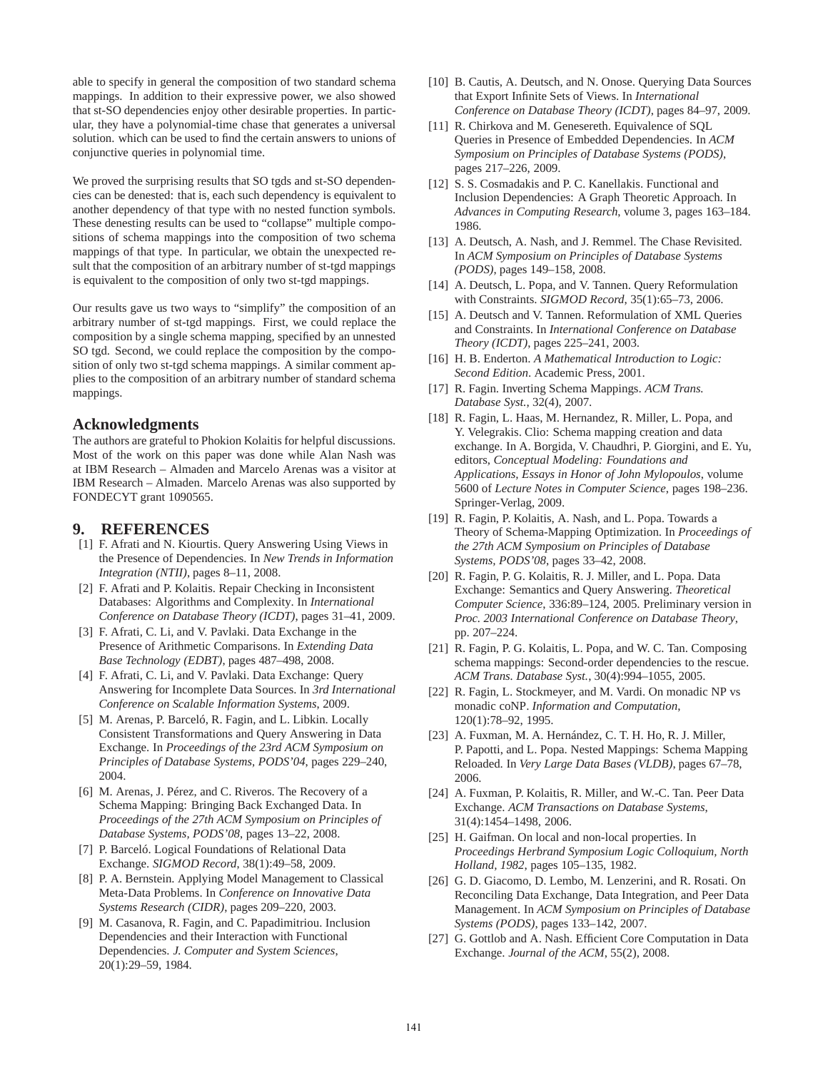able to specify in general the composition of two standard schema mappings. In addition to their expressive power, we also showed that st-SO dependencies enjoy other desirable properties. In particular, they have a polynomial-time chase that generates a universal solution. which can be used to find the certain answers to unions of conjunctive queries in polynomial time.

We proved the surprising results that SO tgds and st-SO dependencies can be denested: that is, each such dependency is equivalent to another dependency of that type with no nested function symbols. These denesting results can be used to "collapse" multiple compositions of schema mappings into the composition of two schema mappings of that type. In particular, we obtain the unexpected result that the composition of an arbitrary number of st-tgd mappings is equivalent to the composition of only two st-tgd mappings.

Our results gave us two ways to "simplify" the composition of an arbitrary number of st-tgd mappings. First, we could replace the composition by a single schema mapping, specified by an unnested SO tgd. Second, we could replace the composition by the composition of only two st-tgd schema mappings. A similar comment applies to the composition of an arbitrary number of standard schema mappings.

## Acknowledgments

The authors are grateful to Phokion Kolaitis for helpful discussions. Most of the work on this paper was done while Alan Nash was at IBM Research – Almaden and Marcelo Arenas was a visitor at IBM Research – Almaden. Marcelo Arenas was also supported by FONDECYT grant 1090565.

## 9. REFERENCES

[1] F. Afrati and N. Kiourtis. Query Answering Using Views in the Presence of Dependencies. In *New Trends in Information Integration (NTII)*, pages 8–11, 2008.

[2] F. Afrati and P. Kolaitis. Repair Checking in Inconsistent Databases: Algorithms and Complexity. In *International Conference on Database Theory (ICDT)*, pages 31–41, 2009.

[3] F. Afrati, C. Li, and V. Pavlaki. Data Exchange in the Presence of Arithmetic Comparisons. In *Extending Data Base Technology (EDBT)*, pages 487–498, 2008.

[4] F. Afrati, C. Li, and V. Pavlaki. Data Exchange: Query Answering for Incomplete Data Sources. In *3rd International Conference on Scalable Information Systems*, 2009.

[5] M. Arenas, P. Barceló, R. Fagin, and L. Libkin. Locally Consistent Transformations and Query Answering in Data Exchange. In *Proceedings of the 23rd ACM Symposium on Principles of Database Systems, PODS'04*, pages 229–240, 2004.

[6] M. Arenas, J. Pérez, and C. Riveros. The Recovery of a Schema Mapping: Bringing Back Exchanged Data. In *Proceedings of the 27th ACM Symposium on Principles of Database Systems, PODS'08*, pages 13–22, 2008.

[7] P. Barceló. Logical Foundations of Relational Data Exchange. *SIGMOD Record*, 38(1):49–58, 2009.

[8] P. A. Bernstein. Applying Model Management to Classical Meta-Data Problems. In *Conference on Innovative Data Systems Research (CIDR)*, pages 209–220, 2003.

[9] M. Casanova, R. Fagin, and C. Papadimitriou. Inclusion Dependencies and their Interaction with Functional Dependencies. *J. Computer and System Sciences*, 20(1):29–59, 1984.

[10] B. Cautis, A. Deutsch, and N. Onose. Querying Data Sources that Export Infinite Sets of Views. In *International Conference on Database Theory (ICDT)*, pages 84–97, 2009.

[11] R. Chirkova and M. Genesereth. Equivalence of SQL Queries in Presence of Embedded Dependencies. In *ACM Symposium on Principles of Database Systems (PODS)*, pages 217–226, 2009.

[12] S. S. Cosmadakis and P. C. Kanellakis. Functional and Inclusion Dependencies: A Graph Theoretic Approach. In *Advances in Computing Research*, volume 3, pages 163–184. 1986.

[13] A. Deutsch, A. Nash, and J. Remmel. The Chase Revisited. In *ACM Symposium on Principles of Database Systems (PODS)*, pages 149–158, 2008.

[14] A. Deutsch, L. Popa, and V. Tannen. Query Reformulation with Constraints. *SIGMOD Record*, 35(1):65–73, 2006.

[15] A. Deutsch and V. Tannen. Reformulation of XML Queries and Constraints. In *International Conference on Database Theory (ICDT)*, pages 225–241, 2003.

[16] H. B. Enderton. *A Mathematical Introduction to Logic: Second Edition*. Academic Press, 2001.

[17] R. Fagin. Inverting Schema Mappings. *ACM Trans. Database Syst.*, 32(4), 2007.

[18] R. Fagin, L. Haas, M. Hernandez, R. Miller, L. Popa, and Y. Velegrakis. Clio: Schema mapping creation and data exchange. In A. Borgida, V. Chaudhri, P. Giorgini, and E. Yu, editors, *Conceptual Modeling: Foundations and Applications, Essays in Honor of John Mylopoulos*, volume 5600 of *Lecture Notes in Computer Science*, pages 198–236. Springer-Verlag, 2009.

[19] R. Fagin, P. Kolaitis, A. Nash, and L. Popa. Towards a Theory of Schema-Mapping Optimization. In *Proceedings of the 27th ACM Symposium on Principles of Database Systems, PODS'08*, pages 33–42, 2008.

[20] R. Fagin, P. G. Kolaitis, R. J. Miller, and L. Popa. Data Exchange: Semantics and Query Answering. *Theoretical Computer Science*, 336:89–124, 2005. Preliminary version in *Proc. 2003 International Conference on Database Theory*, pp. 207–224.

[21] R. Fagin, P. G. Kolaitis, L. Popa, and W. C. Tan. Composing schema mappings: Second-order dependencies to the rescue. *ACM Trans. Database Syst.*, 30(4):994–1055, 2005.

[22] R. Fagin, L. Stockmeyer, and M. Vardi. On monadic NP vs monadic coNP. *Information and Computation*, 120(1):78–92, 1995.

[23] A. Fuxman, M. A. Hernández, C. T. H. Ho, R. J. Miller, P. Papotti, and L. Popa. Nested Mappings: Schema Mapping Reloaded. In *Very Large Data Bases (VLDB)*, pages 67–78, 2006.

[24] A. Fuxman, P. Kolaitis, R. Miller, and W.-C. Tan. Peer Data Exchange. *ACM Transactions on Database Systems*, 31(4):1454–1498, 2006.

[25] H. Gaifman. On local and non-local properties. In *Proceedings Herbrand Symposium Logic Colloquium, North Holland, 1982*, pages 105–135, 1982.

[26] G. D. Giacomo, D. Lembo, M. Lenzerini, and R. Rosati. On Reconciling Data Exchange, Data Integration, and Peer Data Management. In *ACM Symposium on Principles of Database Systems (PODS)*, pages 133–142, 2007.

[27] G. Gottlob and A. Nash. Efficient Core Computation in Data Exchange. *Journal of the ACM*, 55(2), 2008.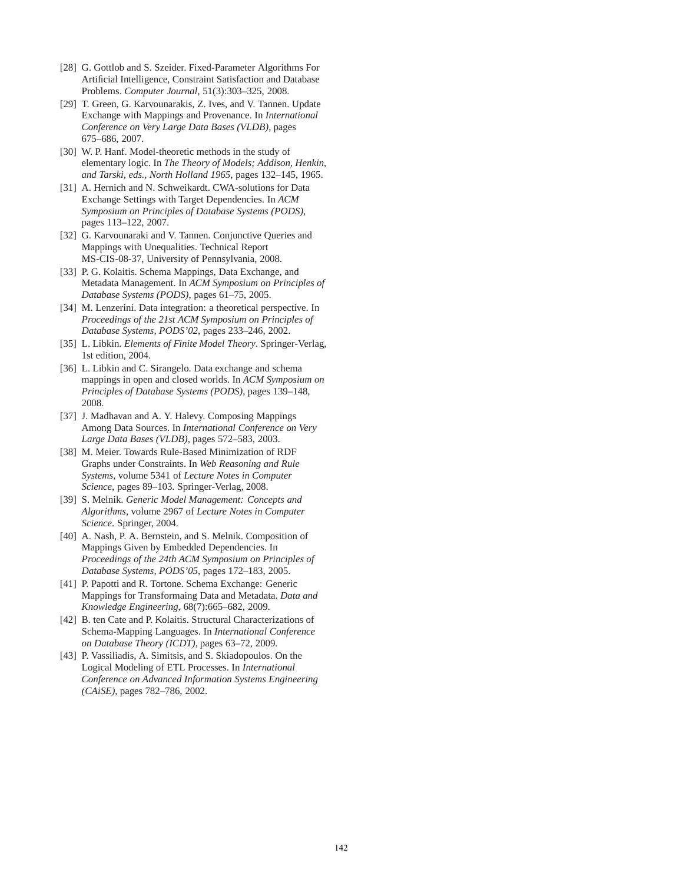[28] G. Gottlob and S. Szeider. Fixed-Parameter Algorithms For Artificial Intelligence, Constraint Satisfaction and Database Problems. *Computer Journal*, 51(3):303–325, 2008.

[29] T. Green, G. Karvounarakis, Z. Ives, and V. Tannen. Update Exchange with Mappings and Provenance. In *International Conference on Very Large Data Bases (VLDB)*, pages 675–686, 2007.

[30] W. P. Hanf. Model-theoretic methods in the study of elementary logic. In *The Theory of Models; Addison, Henkin, and Tarski, eds., North Holland 1965*, pages 132–145, 1965.

[31] A. Hernich and N. Schweikardt. CWA-solutions for Data Exchange Settings with Target Dependencies. In *ACM Symposium on Principles of Database Systems (PODS)*, pages 113–122, 2007.

[32] G. Karvounaraki and V. Tannen. Conjunctive Queries and Mappings with Unequalities. Technical Report MS-CIS-08-37, University of Pennsylvania, 2008.

[33] P. G. Kolaitis. Schema Mappings, Data Exchange, and Metadata Management. In *ACM Symposium on Principles of Database Systems (PODS)*, pages 61–75, 2005.

[34] M. Lenzerini. Data integration: a theoretical perspective. In *Proceedings of the 21st ACM Symposium on Principles of Database Systems, PODS'02*, pages 233–246, 2002.

[35] L. Libkin. *Elements of Finite Model Theory*. Springer-Verlag, 1st edition, 2004.

[36] L. Libkin and C. Sirangelo. Data exchange and schema mappings in open and closed worlds. In *ACM Symposium on Principles of Database Systems (PODS)*, pages 139–148, 2008.

[37] J. Madhavan and A. Y. Halevy. Composing Mappings Among Data Sources. In *International Conference on Very Large Data Bases (VLDB)*, pages 572–583, 2003.

[38] M. Meier. Towards Rule-Based Minimization of RDF Graphs under Constraints. In *Web Reasoning and Rule Systems*, volume 5341 of *Lecture Notes in Computer Science*, pages 89–103. Springer-Verlag, 2008.

[39] S. Melnik. *Generic Model Management: Concepts and Algorithms*, volume 2967 of *Lecture Notes in Computer Science*. Springer, 2004.

[40] A. Nash, P. A. Bernstein, and S. Melnik. Composition of Mappings Given by Embedded Dependencies. In *Proceedings of the 24th ACM Symposium on Principles of Database Systems, PODS'05*, pages 172–183, 2005.

[41] P. Papotti and R. Tortone. Schema Exchange: Generic Mappings for Transformaing Data and Metadata. *Data and Knowledge Engineering*, 68(7):665–682, 2009.

[42] B. ten Cate and P. Kolaitis. Structural Characterizations of Schema-Mapping Languages. In *International Conference on Database Theory (ICDT)*, pages 63–72, 2009.

[43] P. Vassiliadis, A. Simitsis, and S. Skiadopoulos. On the Logical Modeling of ETL Processes. In *International Conference on Advanced Information Systems Engineering (CAiSE)*, pages 782–786, 2002.